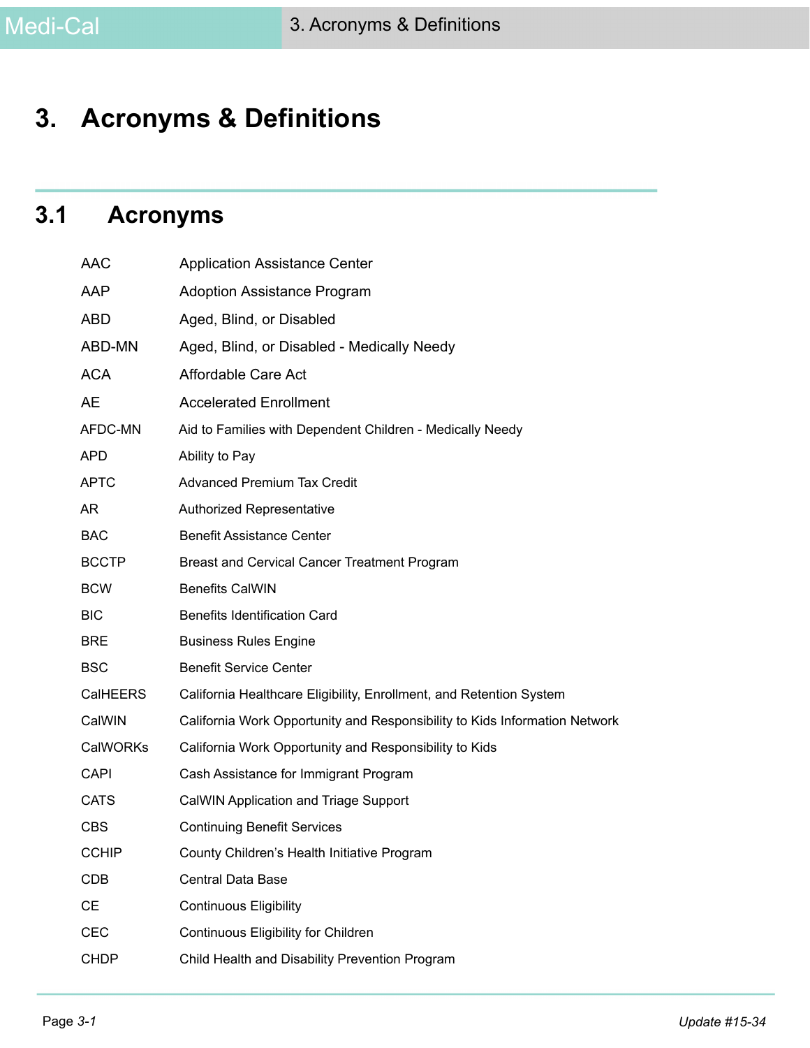# 3. Acronyms & Definitions

## 3.1 Acronyms

| | |
|---|---|
| AAC | Application Assistance Center |
| AAP | Adoption Assistance Program |
| ABD | Aged, Blind, or Disabled |
| ABD-MN | Aged, Blind, or Disabled - Medically Needy |
| ACA | Affordable Care Act |
| AE | Accelerated Enrollment |
| AFDC-MN | Aid to Families with Dependent Children - Medically Needy |
| APD | Ability to Pay |
| APTC | Advanced Premium Tax Credit |
| AR | Authorized Representative |
| BAC | Benefit Assistance Center |
| BCCTP | Breast and Cervical Cancer Treatment Program |
| BCW | Benefits CalWIN |
| BIC | Benefits Identification Card |
| BRE | Business Rules Engine |
| BSC | Benefit Service Center |
| CalHEERS | California Healthcare Eligibility, Enrollment, and Retention System |
| CalWIN | California Work Opportunity and Responsibility to Kids Information Network |
| CalWORKs | California Work Opportunity and Responsibility to Kids |
| CAPI | Cash Assistance for Immigrant Program |
| CATS | CalWIN Application and Triage Support |
| CBS | Continuing Benefit Services |
| CCHIP | County Children's Health Initiative Program |
| CDB | Central Data Base |
| CE | Continuous Eligibility |
| CEC | Continuous Eligibility for Children |
| CHDP | Child Health and Disability Prevention Program |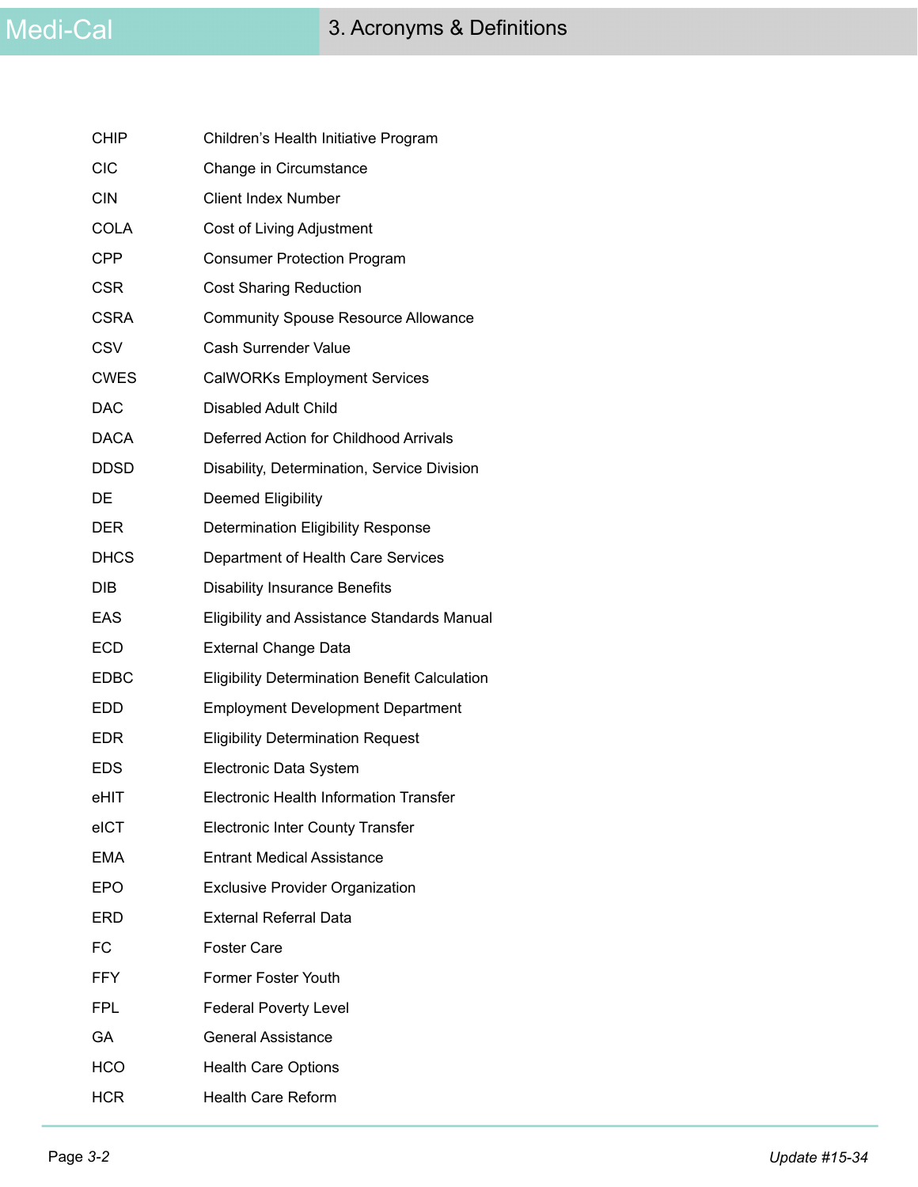| | |
|---|---|
| CHIP | Children’s Health Initiative Program |
| CIC | Change in Circumstance |
| CIN | Client Index Number |
| COLA | Cost of Living Adjustment |
| CPP | Consumer Protection Program |
| CSR | Cost Sharing Reduction |
| CSRA | Community Spouse Resource Allowance |
| CSV | Cash Surrender Value |
| CWES | CalWORKs Employment Services |
| DAC | Disabled Adult Child |
| DACA | Deferred Action for Childhood Arrivals |
| DDSD | Disability, Determination, Service Division |
| DE | Deemed Eligibility |
| DER | Determination Eligibility Response |
| DHCS | Department of Health Care Services |
| DIB | Disability Insurance Benefits |
| EAS | Eligibility and Assistance Standards Manual |
| ECD | External Change Data |
| EDBC | Eligibility Determination Benefit Calculation |
| EDD | Employment Development Department |
| EDR | Eligibility Determination Request |
| EDS | Electronic Data System |
| eHIT | Electronic Health Information Transfer |
| eICT | Electronic Inter County Transfer |
| EMA | Entrant Medical Assistance |
| EPO | Exclusive Provider Organization |
| ERD | External Referral Data |
| FC | Foster Care |
| FFY | Former Foster Youth |
| FPL | Federal Poverty Level |
| GA | General Assistance |
| HCO | Health Care Options |
| HCR | Health Care Reform |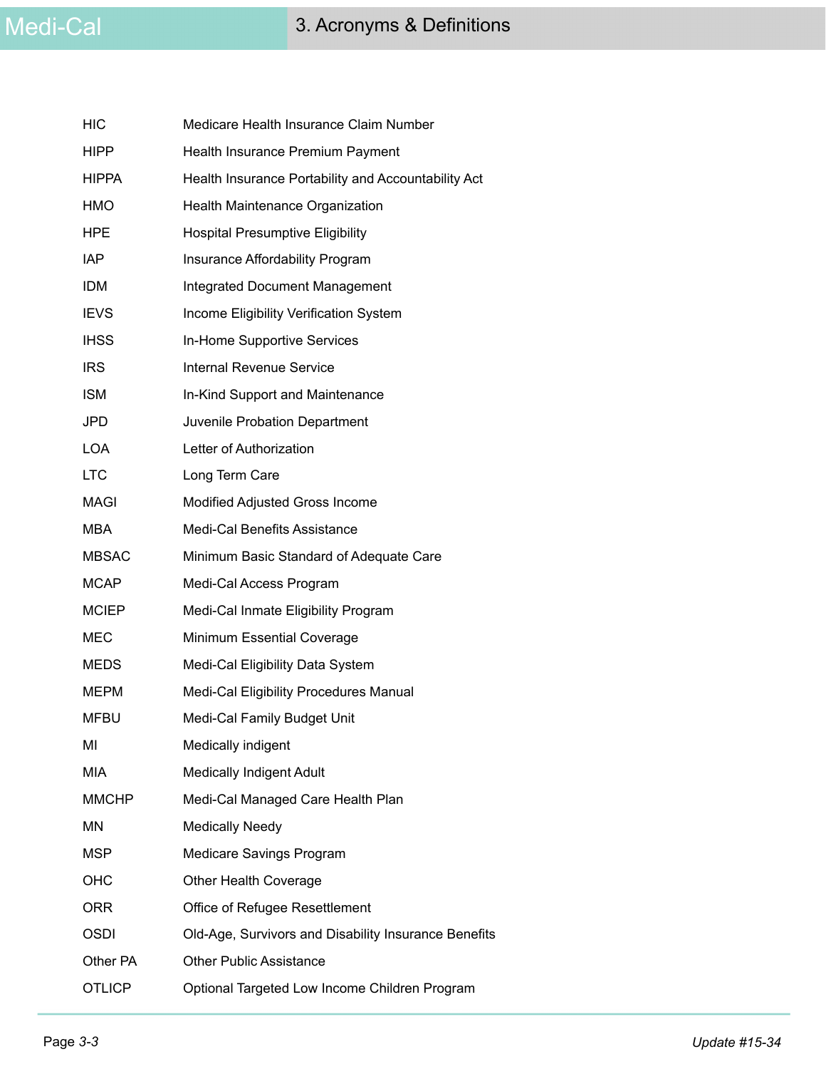| | |
|---|---|
| HIC | Medicare Health Insurance Claim Number |
| HIPP | Health Insurance Premium Payment |
| HIPPA | Health Insurance Portability and Accountability Act |
| HMO | Health Maintenance Organization |
| HPE | Hospital Presumptive Eligibility |
| IAP | Insurance Affordability Program |
| IDM | Integrated Document Management |
| IEVS | Income Eligibility Verification System |
| IHSS | In-Home Supportive Services |
| IRS | Internal Revenue Service |
| ISM | In-Kind Support and Maintenance |
| JPD | Juvenile Probation Department |
| LOA | Letter of Authorization |
| LTC | Long Term Care |
| MAGI | Modified Adjusted Gross Income |
| MBA | Medi-Cal Benefits Assistance |
| MBSAC | Minimum Basic Standard of Adequate Care |
| MCAP | Medi-Cal Access Program |
| MCIEP | Medi-Cal Inmate Eligibility Program |
| MEC | Minimum Essential Coverage |
| MEDS | Medi-Cal Eligibility Data System |
| MEPM | Medi-Cal Eligibility Procedures Manual |
| MFBU | Medi-Cal Family Budget Unit |
| MI | Medically indigent |
| MIA | Medically Indigent Adult |
| MMCHP | Medi-Cal Managed Care Health Plan |
| MN | Medically Needy |
| MSP | Medicare Savings Program |
| OHC | Other Health Coverage |
| ORR | Office of Refugee Resettlement |
| OSDI | Old-Age, Survivors and Disability Insurance Benefits |
| Other PA | Other Public Assistance |
| OTLICP | Optional Targeted Low Income Children Program |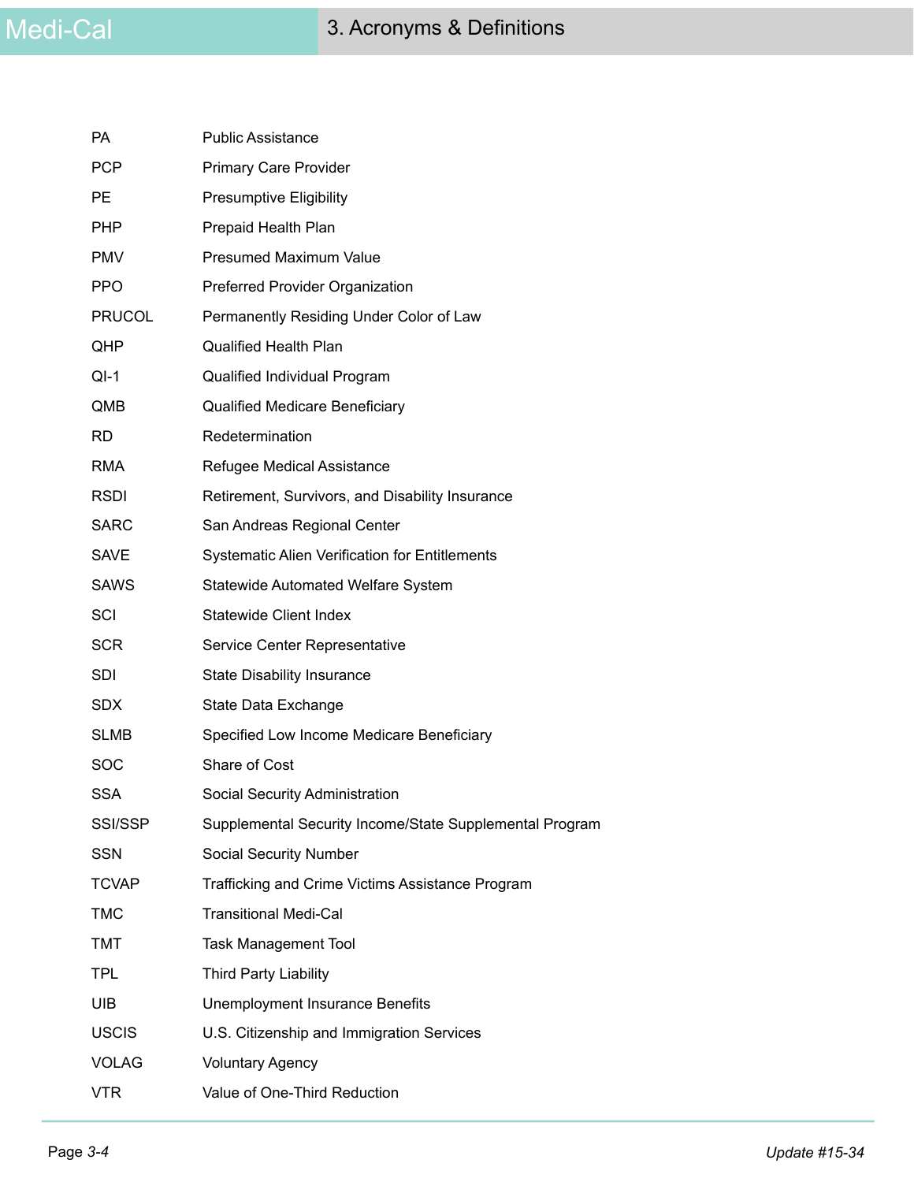| | |
|---|---|
| PA | Public Assistance |
| PCP | Primary Care Provider |
| PE | Presumptive Eligibility |
| PHP | Prepaid Health Plan |
| PMV | Presumed Maximum Value |
| PPO | Preferred Provider Organization |
| PRUCOL | Permanently Residing Under Color of Law |
| QHP | Qualified Health Plan |
| QI-1 | Qualified Individual Program |
| QMB | Qualified Medicare Beneficiary |
| RD | Redetermination |
| RMA | Refugee Medical Assistance |
| RSDI | Retirement, Survivors, and Disability Insurance |
| SARC | San Andreas Regional Center |
| SAVE | Systematic Alien Verification for Entitlements |
| SAWS | Statewide Automated Welfare System |
| SCI | Statewide Client Index |
| SCR | Service Center Representative |
| SDI | State Disability Insurance |
| SDX | State Data Exchange |
| SLMB | Specified Low Income Medicare Beneficiary |
| SOC | Share of Cost |
| SSA | Social Security Administration |
| SSI/SSP | Supplemental Security Income/State Supplemental Program |
| SSN | Social Security Number |
| TCVAP | Trafficking and Crime Victims Assistance Program |
| TMC | Transitional Medi-Cal |
| TMT | Task Management Tool |
| TPL | Third Party Liability |
| UIB | Unemployment Insurance Benefits |
| USCIS | U.S. Citizenship and Immigration Services |
| VOLAG | Voluntary Agency |
| VTR | Value of One-Third Reduction |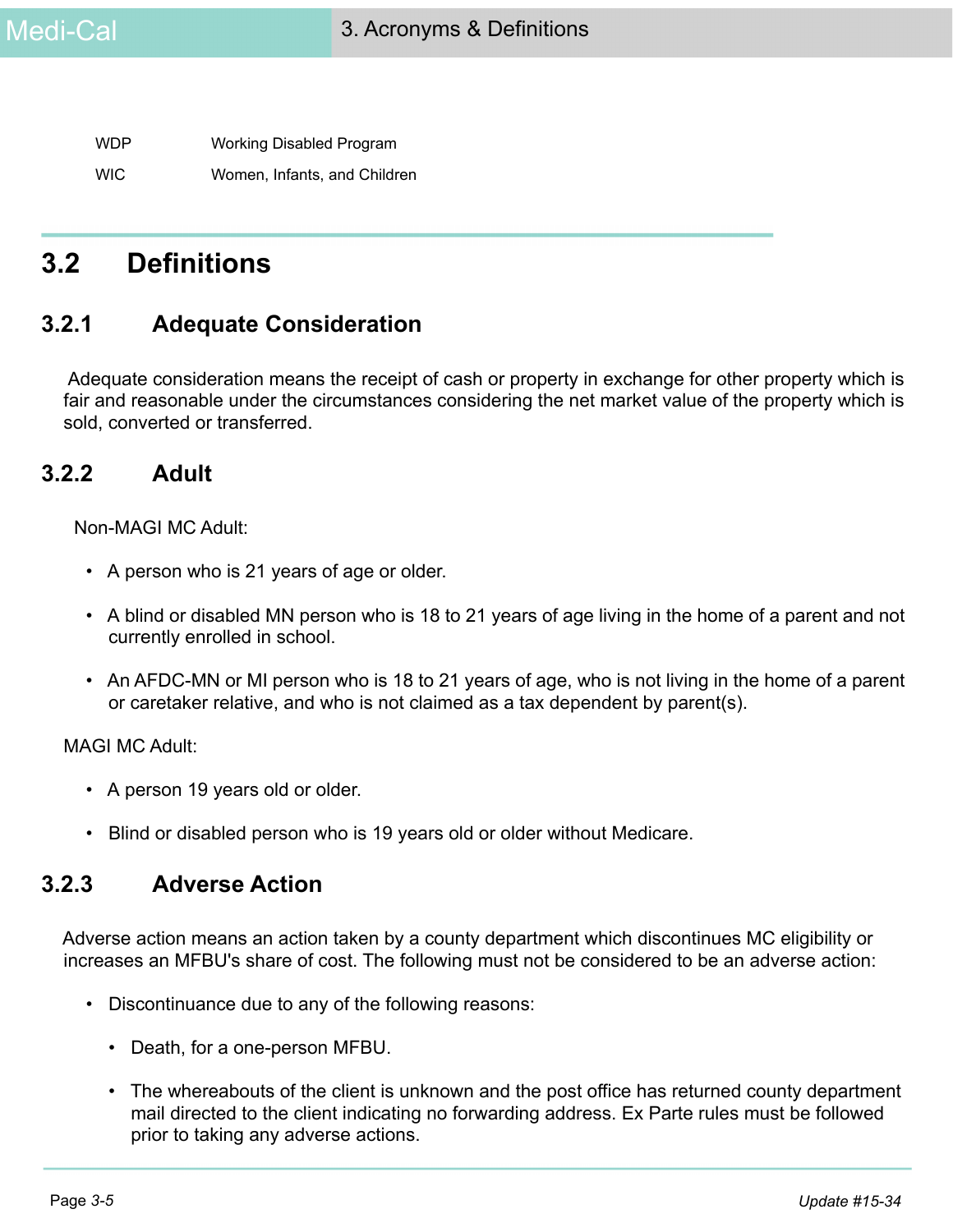| | |
|---|---|
| WDP | Working Disabled Program |
| WIC | Women, Infants, and Children |

## 3.2 Definitions

### 3.2.1 Adequate Consideration

Adequate consideration means the receipt of cash or property in exchange for other property which is fair and reasonable under the circumstances considering the net market value of the property which is sold, converted or transferred.

### 3.2.2 Adult

Non-MAGI MC Adult:

- A person who is 21 years of age or older.
- A blind or disabled MN person who is 18 to 21 years of age living in the home of a parent and not currently enrolled in school.
- An AFDC-MN or MI person who is 18 to 21 years of age, who is not living in the home of a parent or caretaker relative, and who is not claimed as a tax dependent by parent(s).

MAGI MC Adult:

- A person 19 years old or older.
- Blind or disabled person who is 19 years old or older without Medicare.

### 3.2.3 Adverse Action

Adverse action means an action taken by a county department which discontinues MC eligibility or increases an MFBU's share of cost. The following must not be considered to be an adverse action:

- Discontinuance due to any of the following reasons:
  - Death, for a one-person MFBU.
  - The whereabouts of the client is unknown and the post office has returned county department mail directed to the client indicating no forwarding address. Ex Parte rules must be followed prior to taking any adverse actions.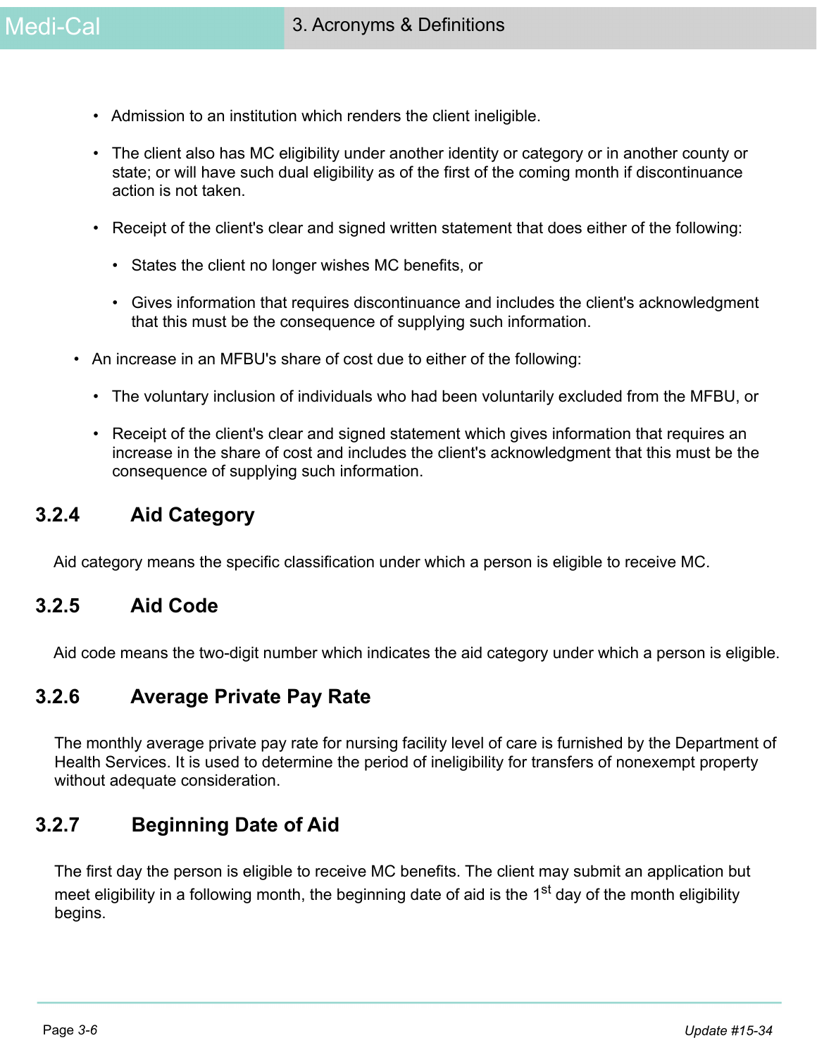- Admission to an institution which renders the client ineligible.
- The client also has MC eligibility under another identity or category or in another county or state; or will have such dual eligibility as of the first of the coming month if discontinuance action is not taken.
- Receipt of the client's clear and signed written statement that does either of the following:
  - States the client no longer wishes MC benefits, or
  - Gives information that requires discontinuance and includes the client's acknowledgment that this must be the consequence of supplying such information.

- An increase in an MFBU's share of cost due to either of the following:
  - The voluntary inclusion of individuals who had been voluntarily excluded from the MFBU, or
  - Receipt of the client's clear and signed statement which gives information that requires an increase in the share of cost and includes the client's acknowledgment that this must be the consequence of supplying such information.

### 3.2.4 Aid Category

Aid category means the specific classification under which a person is eligible to receive MC.

### 3.2.5 Aid Code

Aid code means the two-digit number which indicates the aid category under which a person is eligible.

### 3.2.6 Average Private Pay Rate

The monthly average private pay rate for nursing facility level of care is furnished by the Department of Health Services. It is used to determine the period of ineligibility for transfers of nonexempt property without adequate consideration.

### 3.2.7 Beginning Date of Aid

The first day the person is eligible to receive MC benefits. The client may submit an application but meet eligibility in a following month, the beginning date of aid is the 1st day of the month eligibility begins.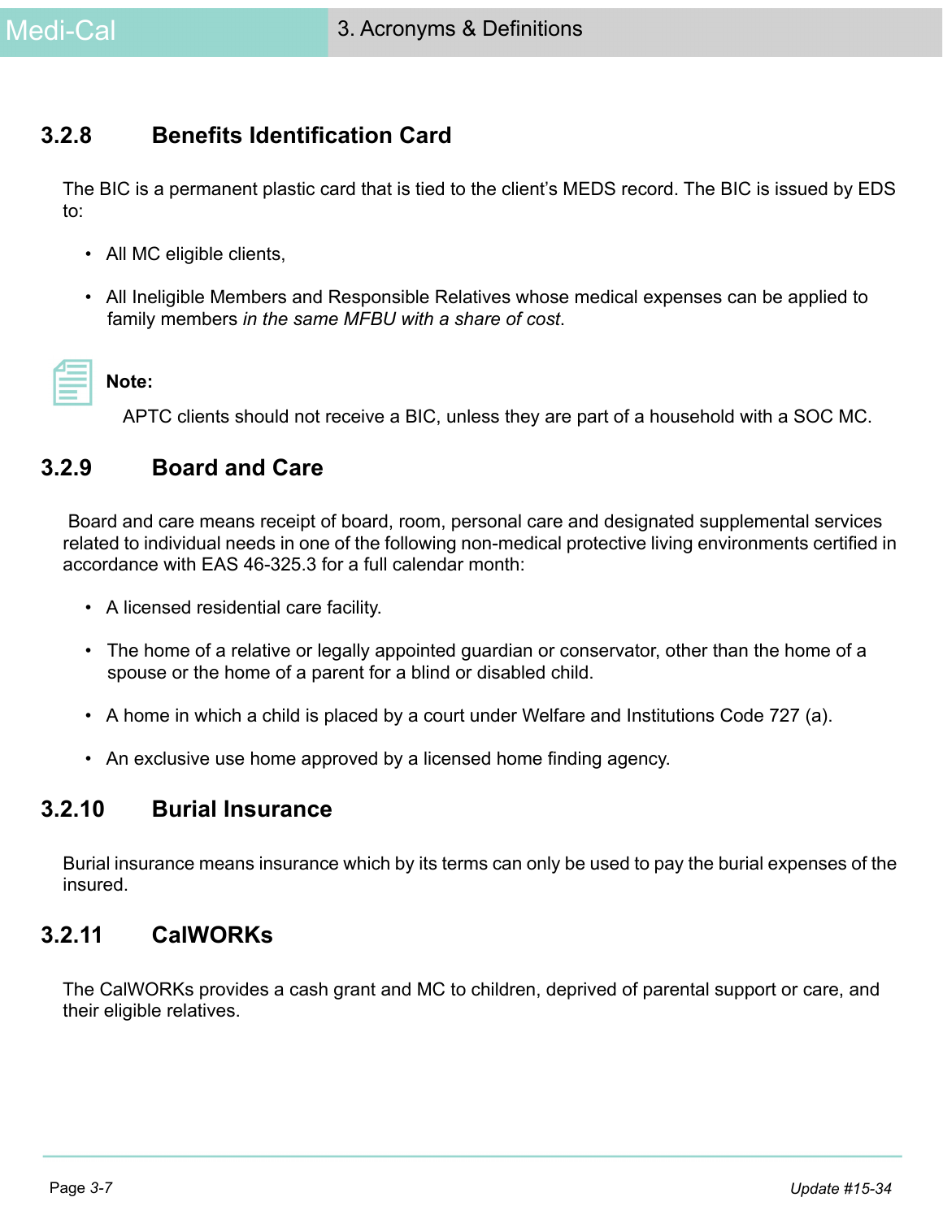### 3.2.8 Benefits Identification Card

The BIC is a permanent plastic card that is tied to the client's MEDS record. The BIC is issued by EDS to:

- All MC eligible clients,
- All Ineligible Members and Responsible Relatives whose medical expenses can be applied to family members *in the same MFBU with a share of cost*.

**Note:**

APTC clients should not receive a BIC, unless they are part of a household with a SOC MC.

### 3.2.9 Board and Care

Board and care means receipt of board, room, personal care and designated supplemental services related to individual needs in one of the following non-medical protective living environments certified in accordance with EAS 46-325.3 for a full calendar month:

- A licensed residential care facility.
- The home of a relative or legally appointed guardian or conservator, other than the home of a spouse or the home of a parent for a blind or disabled child.
- A home in which a child is placed by a court under Welfare and Institutions Code 727 (a).
- An exclusive use home approved by a licensed home finding agency.

### 3.2.10 Burial Insurance

Burial insurance means insurance which by its terms can only be used to pay the burial expenses of the insured.

### 3.2.11 CalWORKs

The CalWORKs provides a cash grant and MC to children, deprived of parental support or care, and their eligible relatives.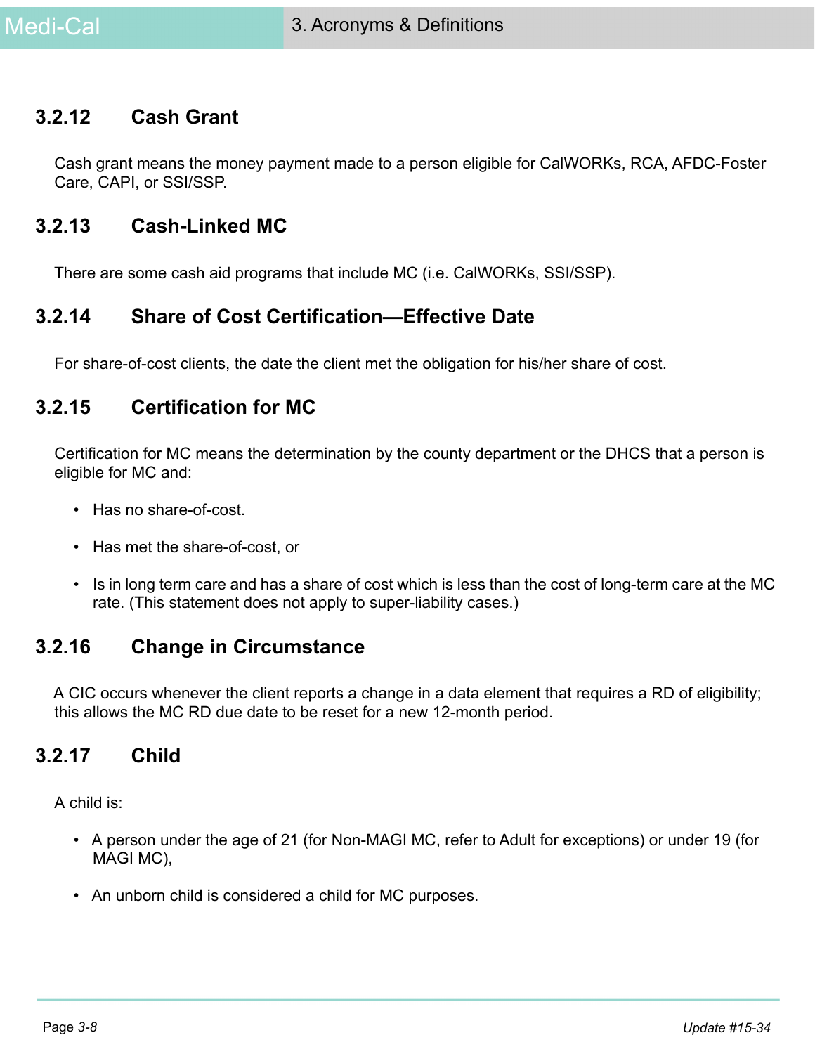### 3.2.12 Cash Grant

Cash grant means the money payment made to a person eligible for CalWORKs, RCA, AFDC-Foster Care, CAPI, or SSI/SSP.

### 3.2.13 Cash-Linked MC

There are some cash aid programs that include MC (i.e. CalWORKs, SSI/SSP).

### 3.2.14 Share of Cost Certification—Effective Date

For share-of-cost clients, the date the client met the obligation for his/her share of cost.

### 3.2.15 Certification for MC

Certification for MC means the determination by the county department or the DHCS that a person is eligible for MC and:

- Has no share-of-cost.
- Has met the share-of-cost, or
- Is in long term care and has a share of cost which is less than the cost of long-term care at the MC rate. (This statement does not apply to super-liability cases.)

### 3.2.16 Change in Circumstance

A CIC occurs whenever the client reports a change in a data element that requires a RD of eligibility; this allows the MC RD due date to be reset for a new 12-month period.

### 3.2.17 Child

A child is:

- A person under the age of 21 (for Non-MAGI MC, refer to Adult for exceptions) or under 19 (for MAGI MC),
- An unborn child is considered a child for MC purposes.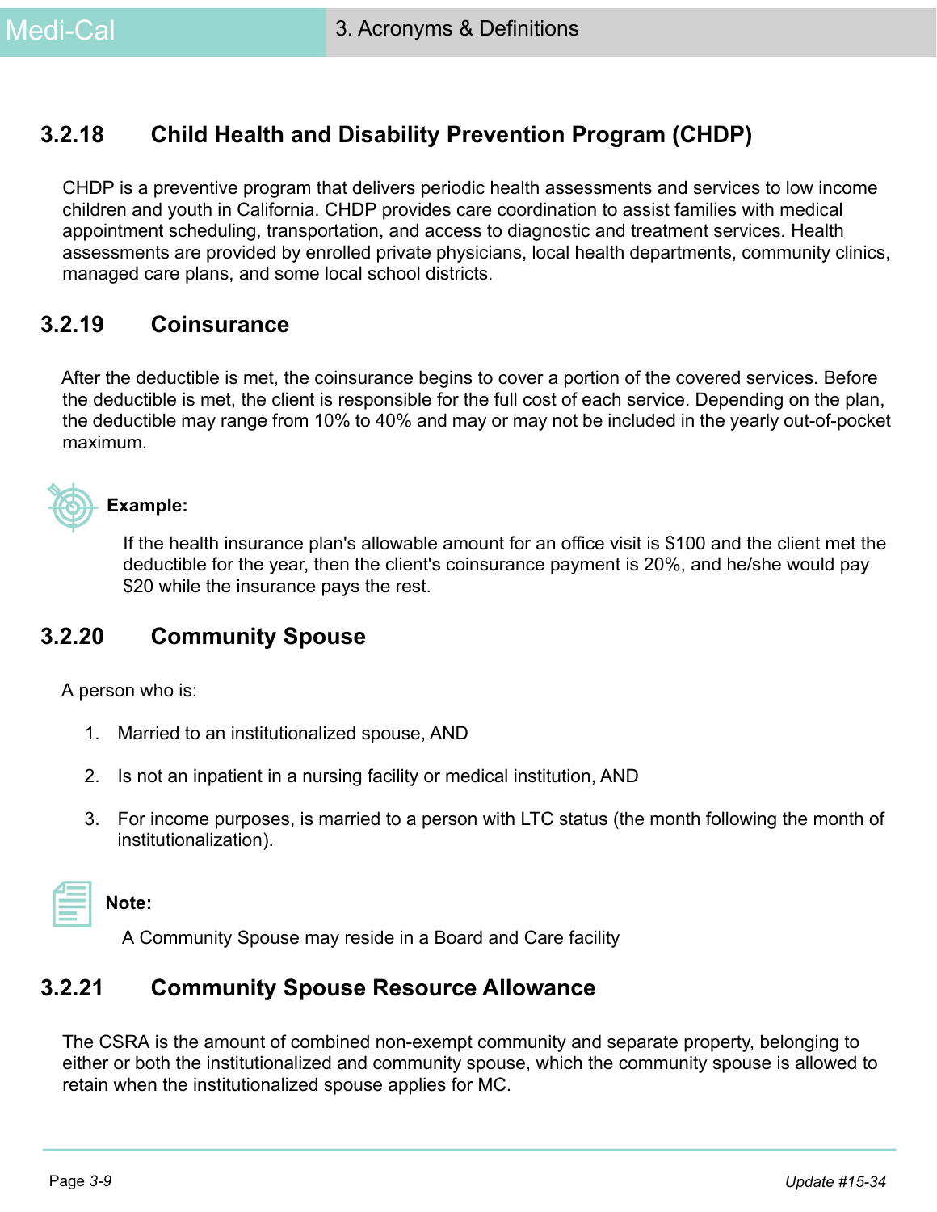### 3.2.18 Child Health and Disability Prevention Program (CHDP)

CHDP is a preventive program that delivers periodic health assessments and services to low income children and youth in California. CHDP provides care coordination to assist families with medical appointment scheduling, transportation, and access to diagnostic and treatment services. Health assessments are provided by enrolled private physicians, local health departments, community clinics, managed care plans, and some local school districts.

### 3.2.19 Coinsurance

After the deductible is met, the coinsurance begins to cover a portion of the covered services. Before the deductible is met, the client is responsible for the full cost of each service. Depending on the plan, the deductible may range from 10% to 40% and may or may not be included in the yearly out-of-pocket maximum.

**Example:**

If the health insurance plan's allowable amount for an office visit is $100 and the client met the deductible for the year, then the client's coinsurance payment is 20%, and he/she would pay $20 while the insurance pays the rest.

### 3.2.20 Community Spouse

A person who is:

1. Married to an institutionalized spouse, AND
2. Is not an inpatient in a nursing facility or medical institution, AND
3. For income purposes, is married to a person with LTC status (the month following the month of institutionalization).

**Note:**

A Community Spouse may reside in a Board and Care facility

### 3.2.21 Community Spouse Resource Allowance

The CSRA is the amount of combined non-exempt community and separate property, belonging to either or both the institutionalized and community spouse, which the community spouse is allowed to retain when the institutionalized spouse applies for MC.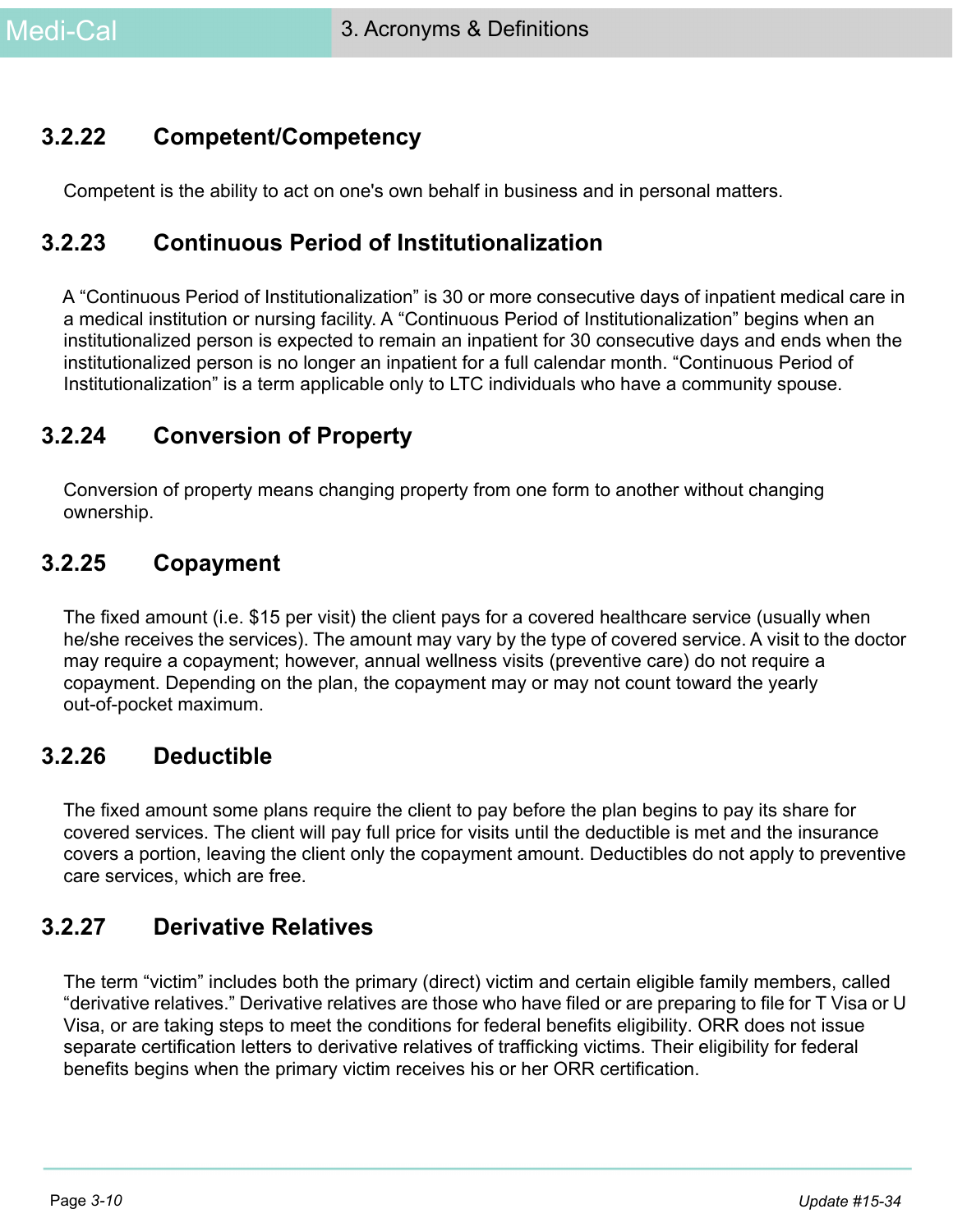### 3.2.22 Competent/Competency

Competent is the ability to act on one's own behalf in business and in personal matters.

### 3.2.23 Continuous Period of Institutionalization

A "Continuous Period of Institutionalization" is 30 or more consecutive days of inpatient medical care in a medical institution or nursing facility. A "Continuous Period of Institutionalization" begins when an institutionalized person is expected to remain an inpatient for 30 consecutive days and ends when the institutionalized person is no longer an inpatient for a full calendar month. "Continuous Period of Institutionalization" is a term applicable only to LTC individuals who have a community spouse.

### 3.2.24 Conversion of Property

Conversion of property means changing property from one form to another without changing ownership.

### 3.2.25 Copayment

The fixed amount (i.e. $15 per visit) the client pays for a covered healthcare service (usually when he/she receives the services). The amount may vary by the type of covered service. A visit to the doctor may require a copayment; however, annual wellness visits (preventive care) do not require a copayment. Depending on the plan, the copayment may or may not count toward the yearly out-of-pocket maximum.

### 3.2.26 Deductible

The fixed amount some plans require the client to pay before the plan begins to pay its share for covered services. The client will pay full price for visits until the deductible is met and the insurance covers a portion, leaving the client only the copayment amount. Deductibles do not apply to preventive care services, which are free.

### 3.2.27 Derivative Relatives

The term "victim" includes both the primary (direct) victim and certain eligible family members, called "derivative relatives." Derivative relatives are those who have filed or are preparing to file for T Visa or U Visa, or are taking steps to meet the conditions for federal benefits eligibility. ORR does not issue separate certification letters to derivative relatives of trafficking victims. Their eligibility for federal benefits begins when the primary victim receives his or her ORR certification.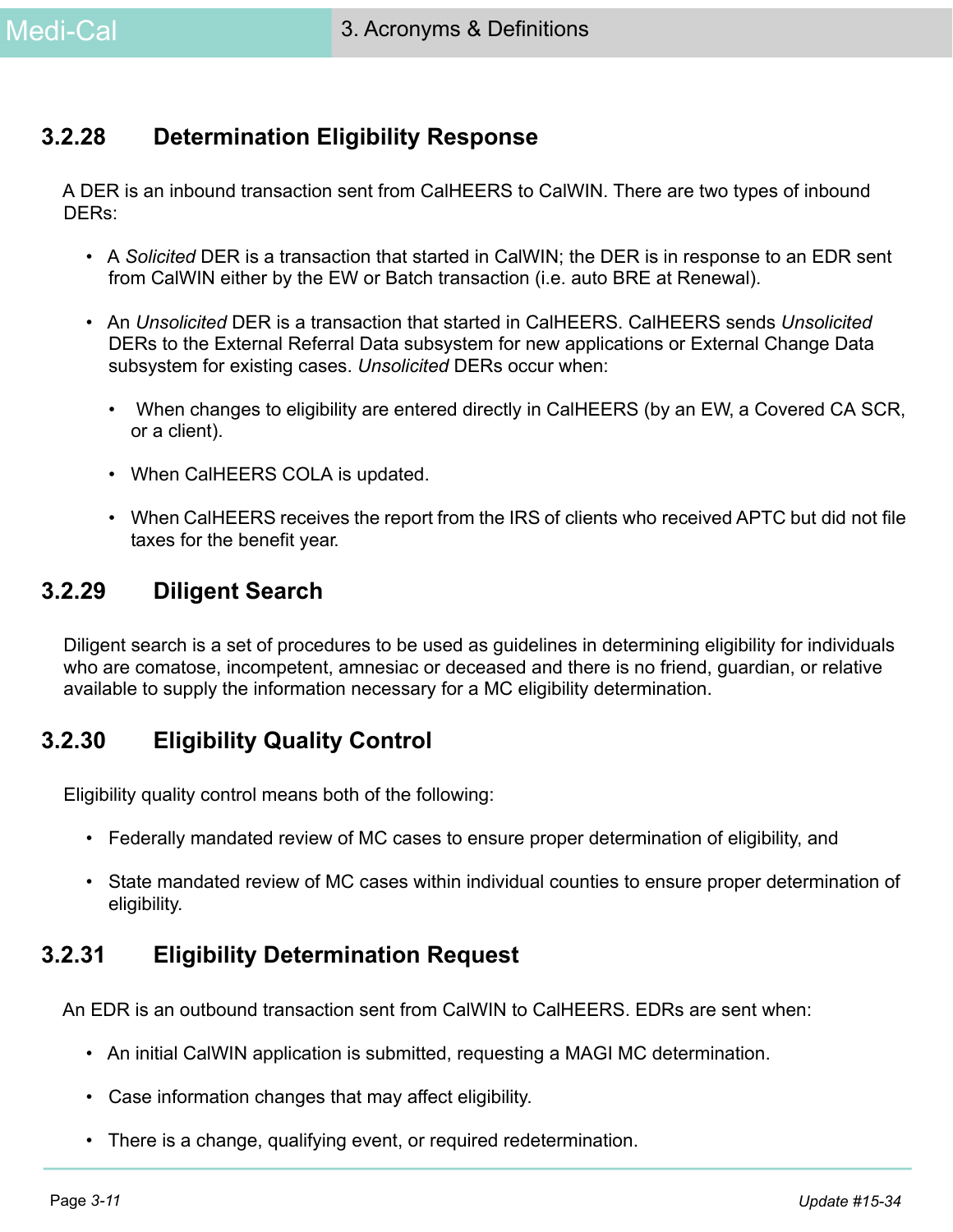### 3.2.28 Determination Eligibility Response

A DER is an inbound transaction sent from CalHEERS to CalWIN. There are two types of inbound DERs:

- A *Solicited* DER is a transaction that started in CalWIN; the DER is in response to an EDR sent from CalWIN either by the EW or Batch transaction (i.e. auto BRE at Renewal).
- An *Unsolicited* DER is a transaction that started in CalHEERS. CalHEERS sends *Unsolicited* DERs to the External Referral Data subsystem for new applications or External Change Data subsystem for existing cases. *Unsolicited* DERs occur when:
  - When changes to eligibility are entered directly in CalHEERS (by an EW, a Covered CA SCR, or a client).
  - When CalHEERS COLA is updated.
  - When CalHEERS receives the report from the IRS of clients who received APTC but did not file taxes for the benefit year.

### 3.2.29 Diligent Search

Diligent search is a set of procedures to be used as guidelines in determining eligibility for individuals who are comatose, incompetent, amnesiac or deceased and there is no friend, guardian, or relative available to supply the information necessary for a MC eligibility determination.

### 3.2.30 Eligibility Quality Control

Eligibility quality control means both of the following:

- Federally mandated review of MC cases to ensure proper determination of eligibility, and
- State mandated review of MC cases within individual counties to ensure proper determination of eligibility.

### 3.2.31 Eligibility Determination Request

An EDR is an outbound transaction sent from CalWIN to CalHEERS. EDRs are sent when:

- An initial CalWIN application is submitted, requesting a MAGI MC determination.
- Case information changes that may affect eligibility.
- There is a change, qualifying event, or required redetermination.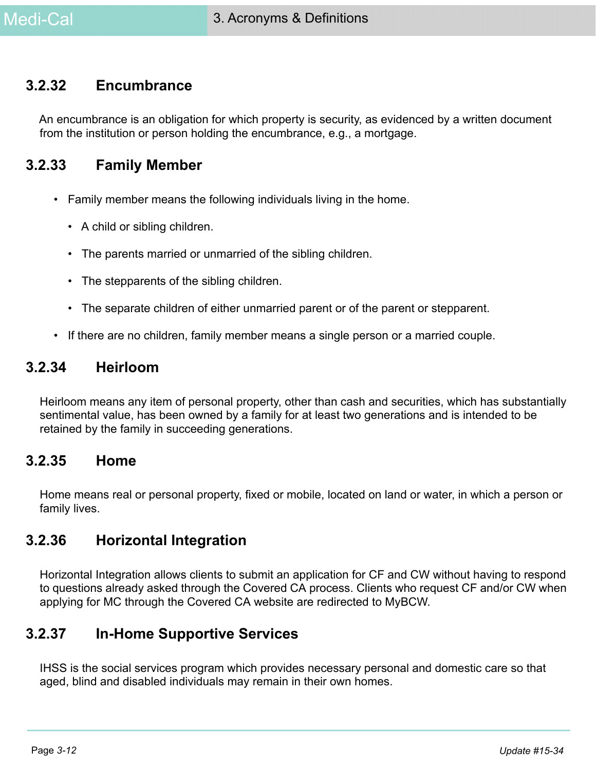### 3.2.32 Encumbrance

An encumbrance is an obligation for which property is security, as evidenced by a written document from the institution or person holding the encumbrance, e.g., a mortgage.

### 3.2.33 Family Member

- Family member means the following individuals living in the home.
  - A child or sibling children.
  - The parents married or unmarried of the sibling children.
  - The stepparents of the sibling children.
  - The separate children of either unmarried parent or of the parent or stepparent.
- If there are no children, family member means a single person or a married couple.

### 3.2.34 Heirloom

Heirloom means any item of personal property, other than cash and securities, which has substantially sentimental value, has been owned by a family for at least two generations and is intended to be retained by the family in succeeding generations.

### 3.2.35 Home

Home means real or personal property, fixed or mobile, located on land or water, in which a person or family lives.

### 3.2.36 Horizontal Integration

Horizontal Integration allows clients to submit an application for CF and CW without having to respond to questions already asked through the Covered CA process. Clients who request CF and/or CW when applying for MC through the Covered CA website are redirected to MyBCW.

### 3.2.37 In-Home Supportive Services

IHSS is the social services program which provides necessary personal and domestic care so that aged, blind and disabled individuals may remain in their own homes.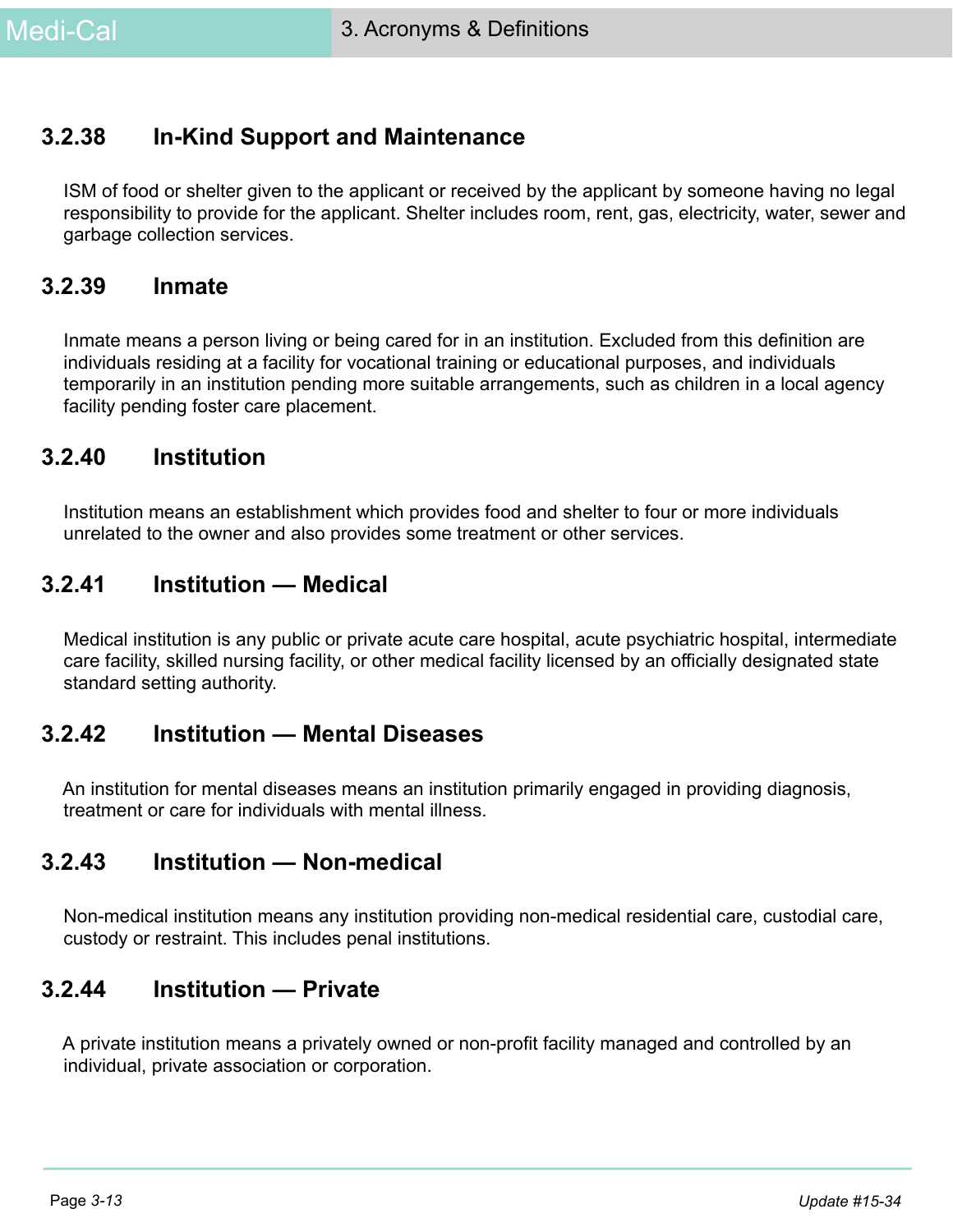### 3.2.38 In-Kind Support and Maintenance

ISM of food or shelter given to the applicant or received by the applicant by someone having no legal responsibility to provide for the applicant. Shelter includes room, rent, gas, electricity, water, sewer and garbage collection services.

### 3.2.39 Inmate

Inmate means a person living or being cared for in an institution. Excluded from this definition are individuals residing at a facility for vocational training or educational purposes, and individuals temporarily in an institution pending more suitable arrangements, such as children in a local agency facility pending foster care placement.

### 3.2.40 Institution

Institution means an establishment which provides food and shelter to four or more individuals unrelated to the owner and also provides some treatment or other services.

### 3.2.41 Institution — Medical

Medical institution is any public or private acute care hospital, acute psychiatric hospital, intermediate care facility, skilled nursing facility, or other medical facility licensed by an officially designated state standard setting authority.

### 3.2.42 Institution — Mental Diseases

An institution for mental diseases means an institution primarily engaged in providing diagnosis, treatment or care for individuals with mental illness.

### 3.2.43 Institution — Non-medical

Non-medical institution means any institution providing non-medical residential care, custodial care, custody or restraint. This includes penal institutions.

### 3.2.44 Institution — Private

A private institution means a privately owned or non-profit facility managed and controlled by an individual, private association or corporation.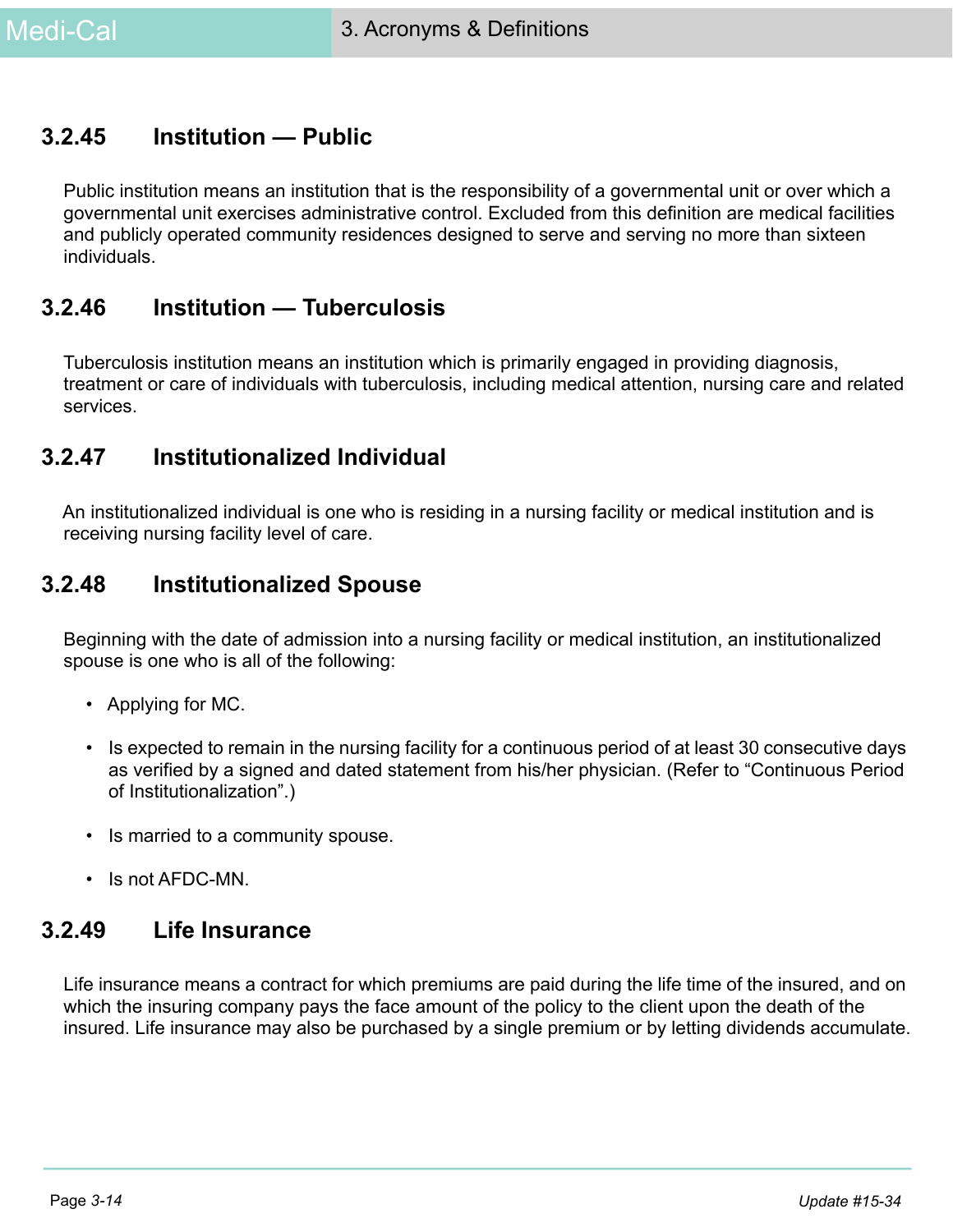### 3.2.45 Institution — Public

Public institution means an institution that is the responsibility of a governmental unit or over which a governmental unit exercises administrative control. Excluded from this definition are medical facilities and publicly operated community residences designed to serve and serving no more than sixteen individuals.

### 3.2.46 Institution — Tuberculosis

Tuberculosis institution means an institution which is primarily engaged in providing diagnosis, treatment or care of individuals with tuberculosis, including medical attention, nursing care and related services.

### 3.2.47 Institutionalized Individual

An institutionalized individual is one who is residing in a nursing facility or medical institution and is receiving nursing facility level of care.

### 3.2.48 Institutionalized Spouse

Beginning with the date of admission into a nursing facility or medical institution, an institutionalized spouse is one who is all of the following:

- Applying for MC.
- Is expected to remain in the nursing facility for a continuous period of at least 30 consecutive days as verified by a signed and dated statement from his/her physician. (Refer to "Continuous Period of Institutionalization".)
- Is married to a community spouse.
- Is not AFDC-MN.

### 3.2.49 Life Insurance

Life insurance means a contract for which premiums are paid during the life time of the insured, and on which the insuring company pays the face amount of the policy to the client upon the death of the insured. Life insurance may also be purchased by a single premium or by letting dividends accumulate.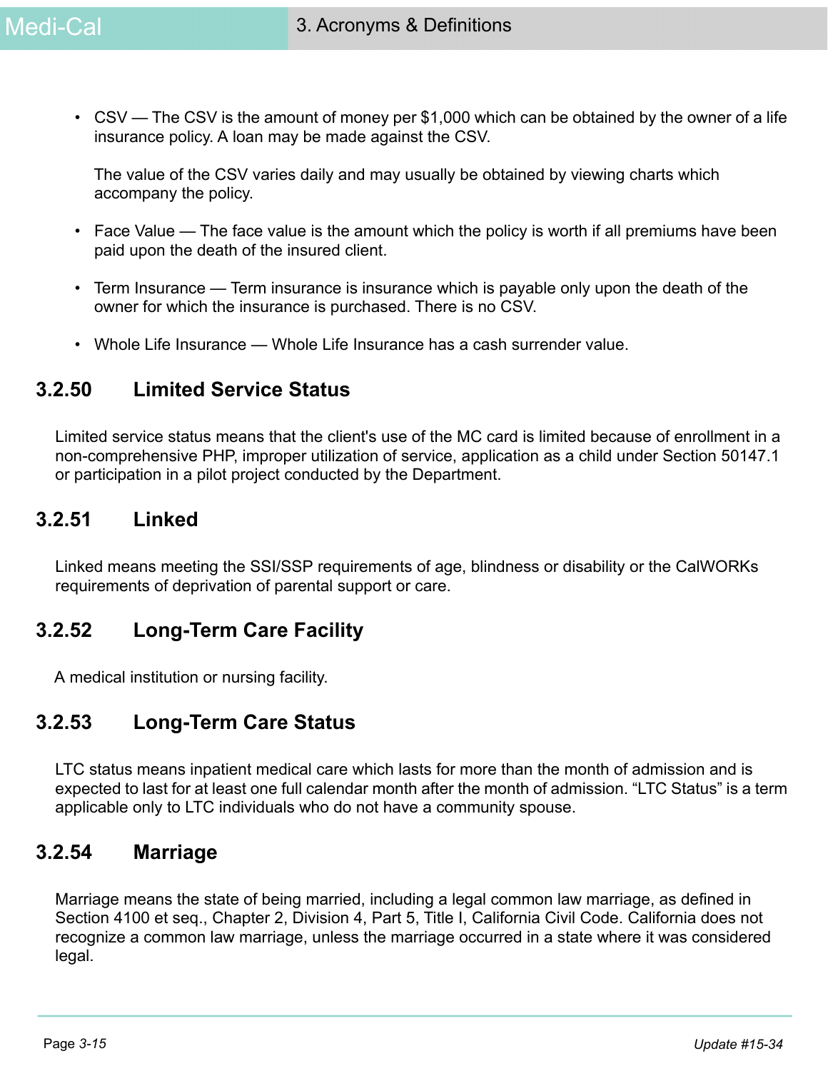- CSV — The CSV is the amount of money per $1,000 which can be obtained by the owner of a life insurance policy. A loan may be made against the CSV.

  The value of the CSV varies daily and may usually be obtained by viewing charts which accompany the policy.

- Face Value — The face value is the amount which the policy is worth if all premiums have been paid upon the death of the insured client.

- Term Insurance — Term insurance is insurance which is payable only upon the death of the owner for which the insurance is purchased. There is no CSV.

- Whole Life Insurance — Whole Life Insurance has a cash surrender value.

## 3.2.50 Limited Service Status

Limited service status means that the client's use of the MC card is limited because of enrollment in a non-comprehensive PHP, improper utilization of service, application as a child under Section 50147.1 or participation in a pilot project conducted by the Department.

## 3.2.51 Linked

Linked means meeting the SSI/SSP requirements of age, blindness or disability or the CalWORKs requirements of deprivation of parental support or care.

## 3.2.52 Long-Term Care Facility

A medical institution or nursing facility.

## 3.2.53 Long-Term Care Status

LTC status means inpatient medical care which lasts for more than the month of admission and is expected to last for at least one full calendar month after the month of admission. “LTC Status” is a term applicable only to LTC individuals who do not have a community spouse.

## 3.2.54 Marriage

Marriage means the state of being married, including a legal common law marriage, as defined in Section 4100 et seq., Chapter 2, Division 4, Part 5, Title I, California Civil Code. California does not recognize a common law marriage, unless the marriage occurred in a state where it was considered legal.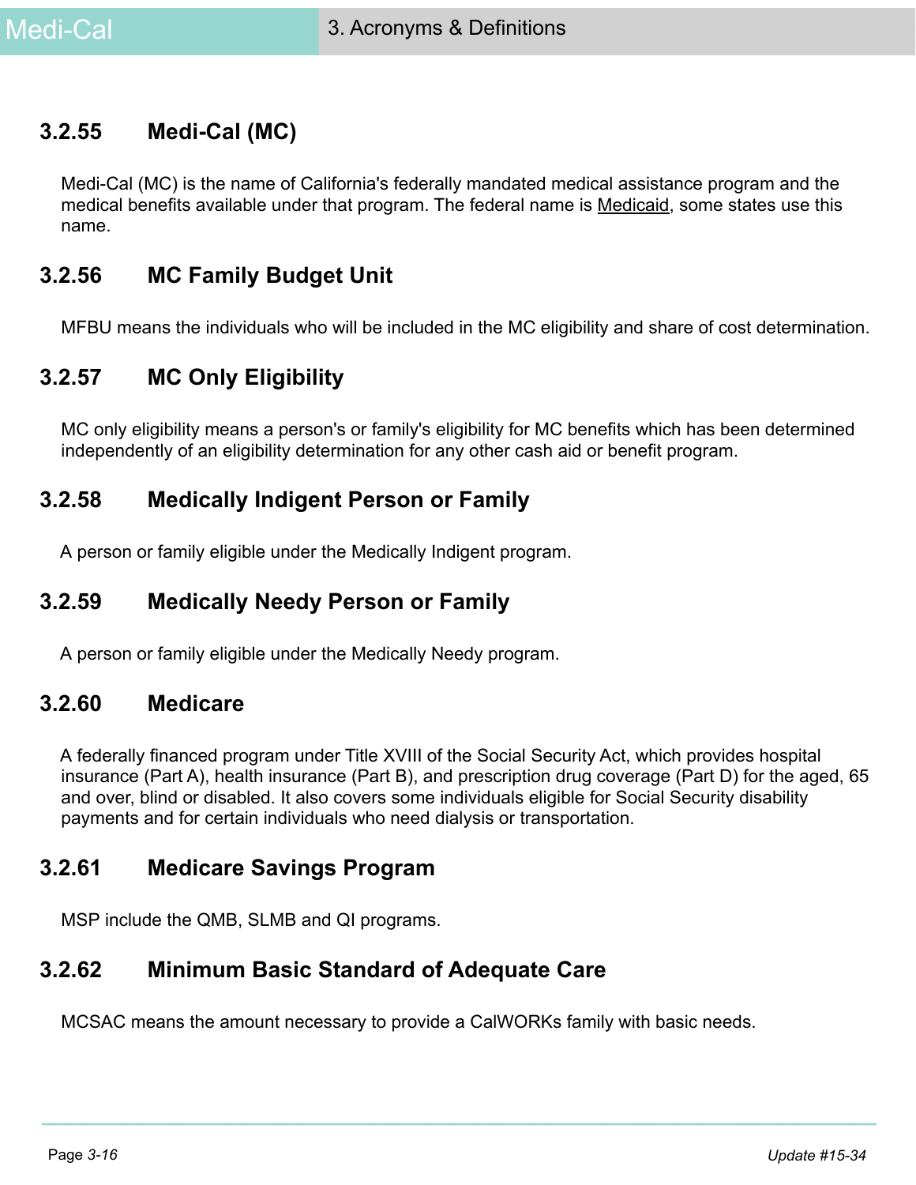### 3.2.55 Medi-Cal (MC)

Medi-Cal (MC) is the name of California's federally mandated medical assistance program and the medical benefits available under that program. The federal name is Medicaid, some states use this name.

### 3.2.56 MC Family Budget Unit

MFBU means the individuals who will be included in the MC eligibility and share of cost determination.

### 3.2.57 MC Only Eligibility

MC only eligibility means a person's or family's eligibility for MC benefits which has been determined independently of an eligibility determination for any other cash aid or benefit program.

### 3.2.58 Medically Indigent Person or Family

A person or family eligible under the Medically Indigent program.

### 3.2.59 Medically Needy Person or Family

A person or family eligible under the Medically Needy program.

### 3.2.60 Medicare

A federally financed program under Title XVIII of the Social Security Act, which provides hospital insurance (Part A), health insurance (Part B), and prescription drug coverage (Part D) for the aged, 65 and over, blind or disabled. It also covers some individuals eligible for Social Security disability payments and for certain individuals who need dialysis or transportation.

### 3.2.61 Medicare Savings Program

MSP include the QMB, SLMB and QI programs.

### 3.2.62 Minimum Basic Standard of Adequate Care

MCSAC means the amount necessary to provide a CalWORKs family with basic needs.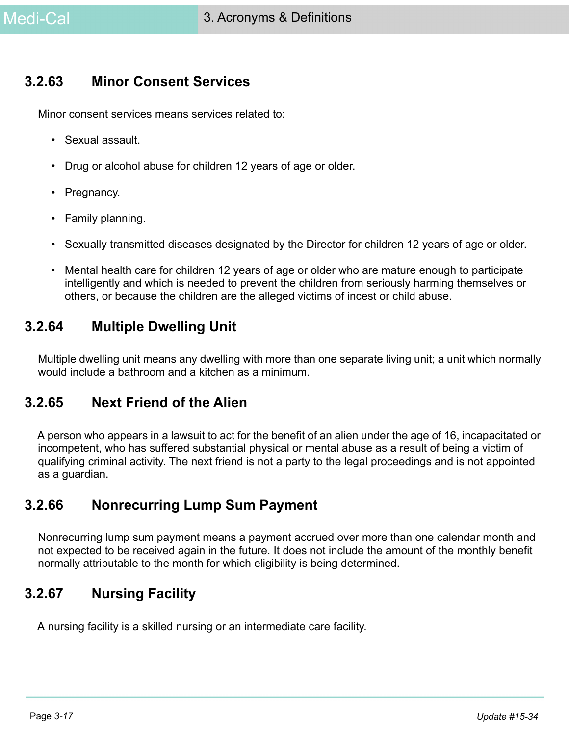### 3.2.63 Minor Consent Services

Minor consent services means services related to:

- Sexual assault.
- Drug or alcohol abuse for children 12 years of age or older.
- Pregnancy.
- Family planning.
- Sexually transmitted diseases designated by the Director for children 12 years of age or older.
- Mental health care for children 12 years of age or older who are mature enough to participate intelligently and which is needed to prevent the children from seriously harming themselves or others, or because the children are the alleged victims of incest or child abuse.

### 3.2.64 Multiple Dwelling Unit

Multiple dwelling unit means any dwelling with more than one separate living unit; a unit which normally would include a bathroom and a kitchen as a minimum.

### 3.2.65 Next Friend of the Alien

A person who appears in a lawsuit to act for the benefit of an alien under the age of 16, incapacitated or incompetent, who has suffered substantial physical or mental abuse as a result of being a victim of qualifying criminal activity. The next friend is not a party to the legal proceedings and is not appointed as a guardian.

### 3.2.66 Nonrecurring Lump Sum Payment

Nonrecurring lump sum payment means a payment accrued over more than one calendar month and not expected to be received again in the future. It does not include the amount of the monthly benefit normally attributable to the month for which eligibility is being determined.

### 3.2.67 Nursing Facility

A nursing facility is a skilled nursing or an intermediate care facility.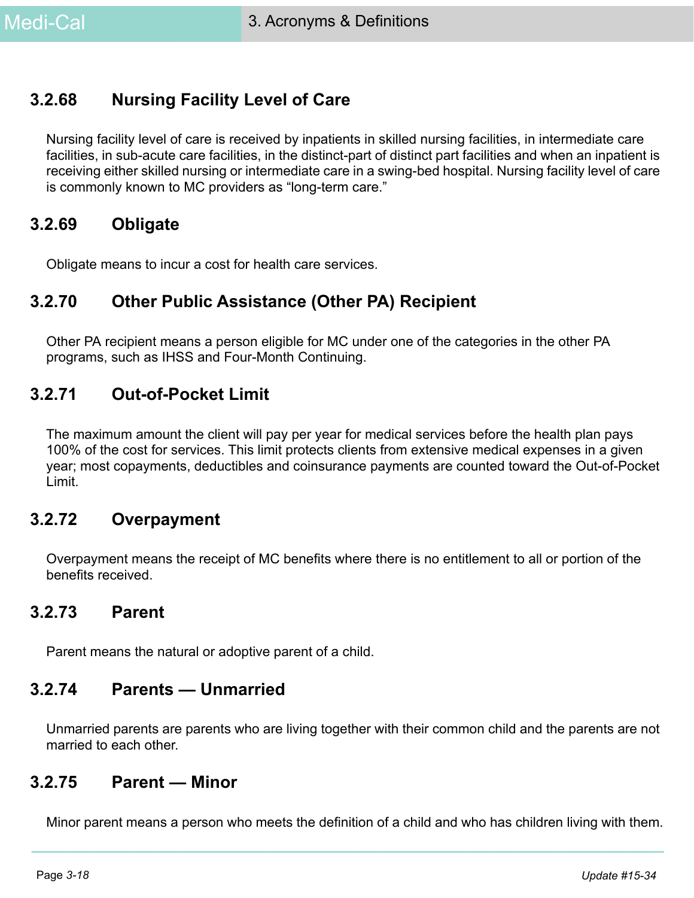### 3.2.68 Nursing Facility Level of Care

Nursing facility level of care is received by inpatients in skilled nursing facilities, in intermediate care facilities, in sub-acute care facilities, in the distinct-part of distinct part facilities and when an inpatient is receiving either skilled nursing or intermediate care in a swing-bed hospital. Nursing facility level of care is commonly known to MC providers as "long-term care."

### 3.2.69 Obligate

Obligate means to incur a cost for health care services.

### 3.2.70 Other Public Assistance (Other PA) Recipient

Other PA recipient means a person eligible for MC under one of the categories in the other PA programs, such as IHSS and Four-Month Continuing.

### 3.2.71 Out-of-Pocket Limit

The maximum amount the client will pay per year for medical services before the health plan pays 100% of the cost for services. This limit protects clients from extensive medical expenses in a given year; most copayments, deductibles and coinsurance payments are counted toward the Out-of-Pocket Limit.

### 3.2.72 Overpayment

Overpayment means the receipt of MC benefits where there is no entitlement to all or portion of the benefits received.

### 3.2.73 Parent

Parent means the natural or adoptive parent of a child.

### 3.2.74 Parents — Unmarried

Unmarried parents are parents who are living together with their common child and the parents are not married to each other.

### 3.2.75 Parent — Minor

Minor parent means a person who meets the definition of a child and who has children living with them.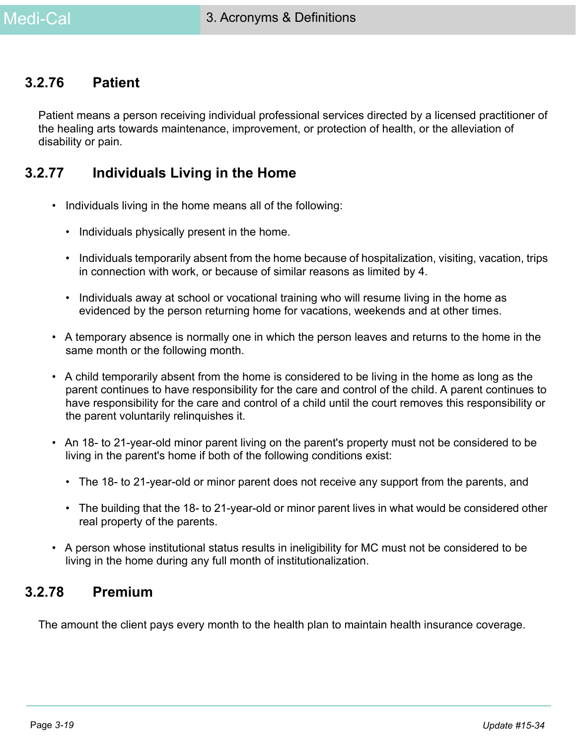### 3.2.76 Patient

Patient means a person receiving individual professional services directed by a licensed practitioner of the healing arts towards maintenance, improvement, or protection of health, or the alleviation of disability or pain.

### 3.2.77 Individuals Living in the Home

- Individuals living in the home means all of the following:
  - Individuals physically present in the home.
  - Individuals temporarily absent from the home because of hospitalization, visiting, vacation, trips in connection with work, or because of similar reasons as limited by 4.
  - Individuals away at school or vocational training who will resume living in the home as evidenced by the person returning home for vacations, weekends and at other times.
- A temporary absence is normally one in which the person leaves and returns to the home in the same month or the following month.
- A child temporarily absent from the home is considered to be living in the home as long as the parent continues to have responsibility for the care and control of the child. A parent continues to have responsibility for the care and control of a child until the court removes this responsibility or the parent voluntarily relinquishes it.
- An 18- to 21-year-old minor parent living on the parent's property must not be considered to be living in the parent's home if both of the following conditions exist:
  - The 18- to 21-year-old or minor parent does not receive any support from the parents, and
  - The building that the 18- to 21-year-old or minor parent lives in what would be considered other real property of the parents.
- A person whose institutional status results in ineligibility for MC must not be considered to be living in the home during any full month of institutionalization.

### 3.2.78 Premium

The amount the client pays every month to the health plan to maintain health insurance coverage.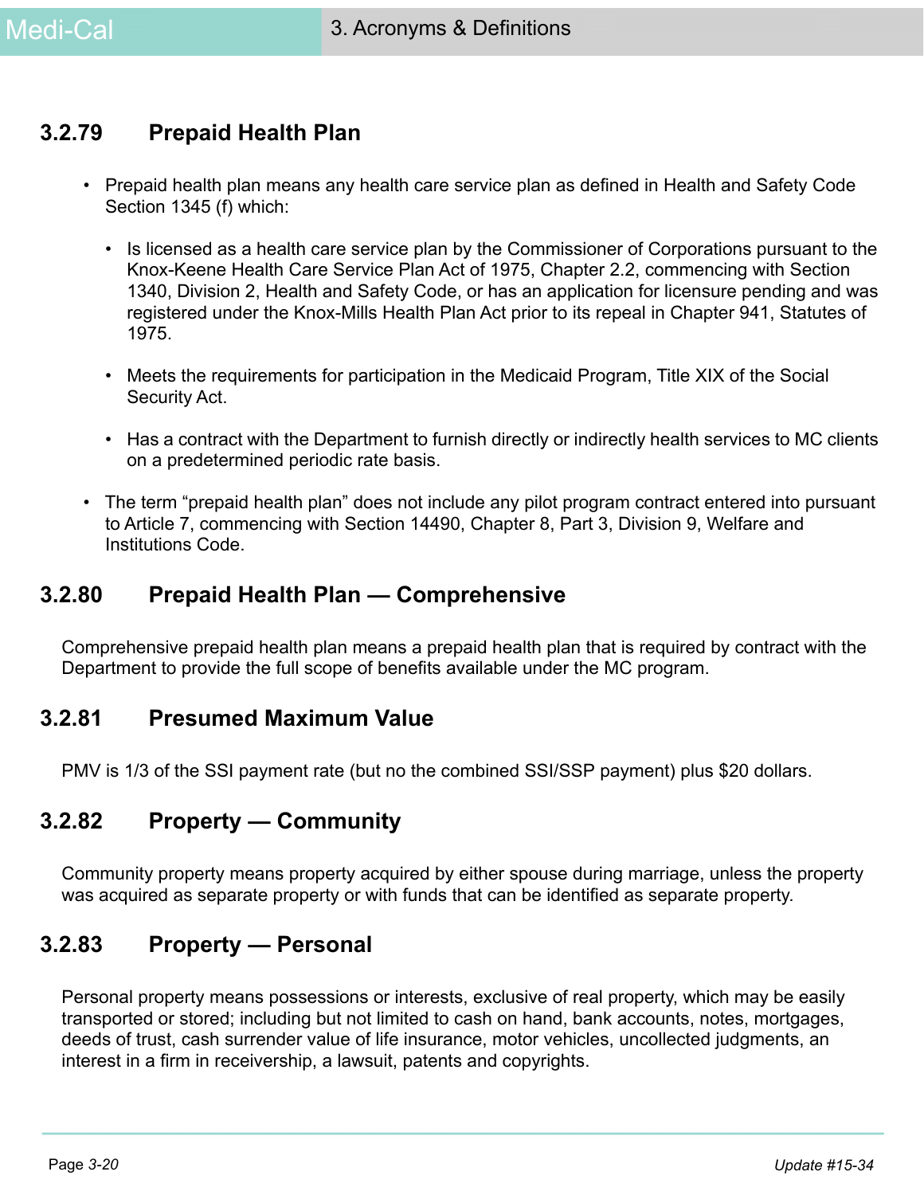### 3.2.79 Prepaid Health Plan

- Prepaid health plan means any health care service plan as defined in Health and Safety Code Section 1345 (f) which:
  - Is licensed as a health care service plan by the Commissioner of Corporations pursuant to the Knox-Keene Health Care Service Plan Act of 1975, Chapter 2.2, commencing with Section 1340, Division 2, Health and Safety Code, or has an application for licensure pending and was registered under the Knox-Mills Health Plan Act prior to its repeal in Chapter 941, Statutes of 1975.
  - Meets the requirements for participation in the Medicaid Program, Title XIX of the Social Security Act.
  - Has a contract with the Department to furnish directly or indirectly health services to MC clients on a predetermined periodic rate basis.
- The term "prepaid health plan" does not include any pilot program contract entered into pursuant to Article 7, commencing with Section 14490, Chapter 8, Part 3, Division 9, Welfare and Institutions Code.

### 3.2.80 Prepaid Health Plan — Comprehensive

Comprehensive prepaid health plan means a prepaid health plan that is required by contract with the Department to provide the full scope of benefits available under the MC program.

### 3.2.81 Presumed Maximum Value

PMV is 1/3 of the SSI payment rate (but no the combined SSI/SSP payment) plus $20 dollars.

### 3.2.82 Property — Community

Community property means property acquired by either spouse during marriage, unless the property was acquired as separate property or with funds that can be identified as separate property.

### 3.2.83 Property — Personal

Personal property means possessions or interests, exclusive of real property, which may be easily transported or stored; including but not limited to cash on hand, bank accounts, notes, mortgages, deeds of trust, cash surrender value of life insurance, motor vehicles, uncollected judgments, an interest in a firm in receivership, a lawsuit, patents and copyrights.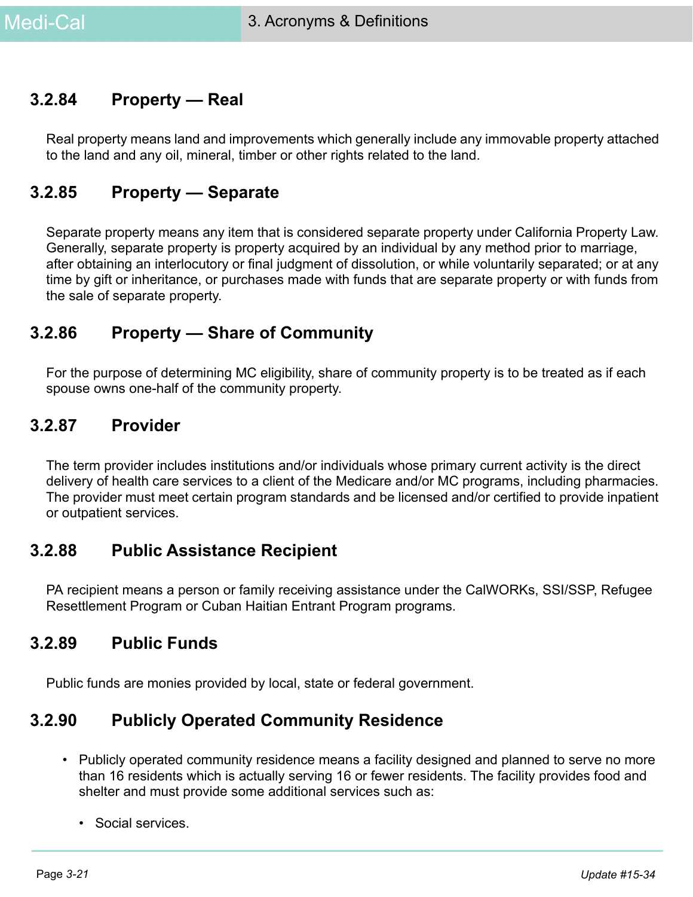### 3.2.84 Property — Real

Real property means land and improvements which generally include any immovable property attached to the land and any oil, mineral, timber or other rights related to the land.

### 3.2.85 Property — Separate

Separate property means any item that is considered separate property under California Property Law. Generally, separate property is property acquired by an individual by any method prior to marriage, after obtaining an interlocutory or final judgment of dissolution, or while voluntarily separated; or at any time by gift or inheritance, or purchases made with funds that are separate property or with funds from the sale of separate property.

### 3.2.86 Property — Share of Community

For the purpose of determining MC eligibility, share of community property is to be treated as if each spouse owns one-half of the community property.

### 3.2.87 Provider

The term provider includes institutions and/or individuals whose primary current activity is the direct delivery of health care services to a client of the Medicare and/or MC programs, including pharmacies. The provider must meet certain program standards and be licensed and/or certified to provide inpatient or outpatient services.

### 3.2.88 Public Assistance Recipient

PA recipient means a person or family receiving assistance under the CalWORKs, SSI/SSP, Refugee Resettlement Program or Cuban Haitian Entrant Program programs.

### 3.2.89 Public Funds

Public funds are monies provided by local, state or federal government.

### 3.2.90 Publicly Operated Community Residence

- Publicly operated community residence means a facility designed and planned to serve no more than 16 residents which is actually serving 16 or fewer residents. The facility provides food and shelter and must provide some additional services such as:
  - Social services.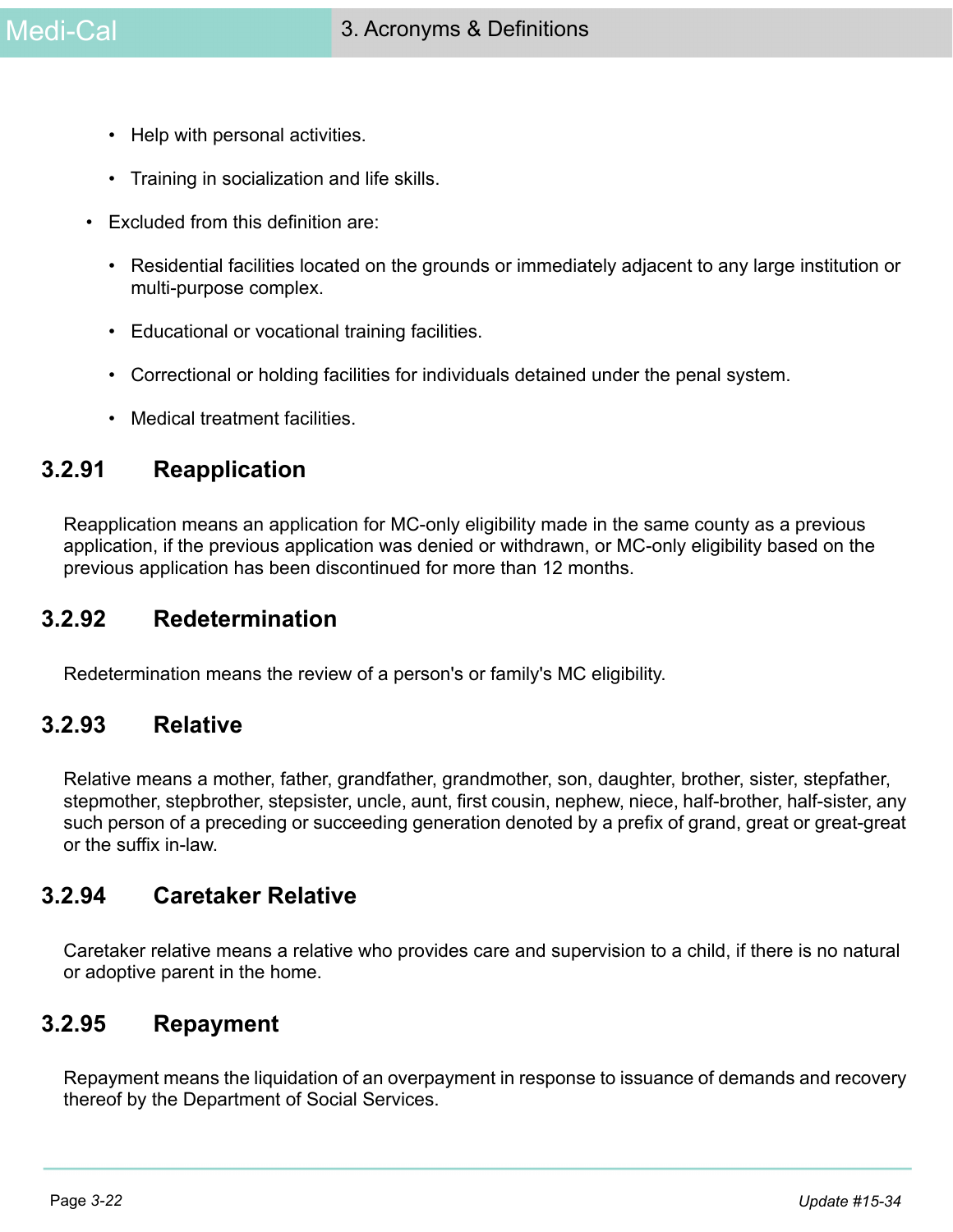- Help with personal activities.
  - Training in socialization and life skills.
- Excluded from this definition are:
  - Residential facilities located on the grounds or immediately adjacent to any large institution or multi-purpose complex.
  - Educational or vocational training facilities.
  - Correctional or holding facilities for individuals detained under the penal system.
  - Medical treatment facilities.

### 3.2.91 Reapplication

Reapplication means an application for MC-only eligibility made in the same county as a previous application, if the previous application was denied or withdrawn, or MC-only eligibility based on the previous application has been discontinued for more than 12 months.

### 3.2.92 Redetermination

Redetermination means the review of a person's or family's MC eligibility.

### 3.2.93 Relative

Relative means a mother, father, grandfather, grandmother, son, daughter, brother, sister, stepfather, stepmother, stepbrother, stepsister, uncle, aunt, first cousin, nephew, niece, half-brother, half-sister, any such person of a preceding or succeeding generation denoted by a prefix of grand, great or great-great or the suffix in-law.

### 3.2.94 Caretaker Relative

Caretaker relative means a relative who provides care and supervision to a child, if there is no natural or adoptive parent in the home.

### 3.2.95 Repayment

Repayment means the liquidation of an overpayment in response to issuance of demands and recovery thereof by the Department of Social Services.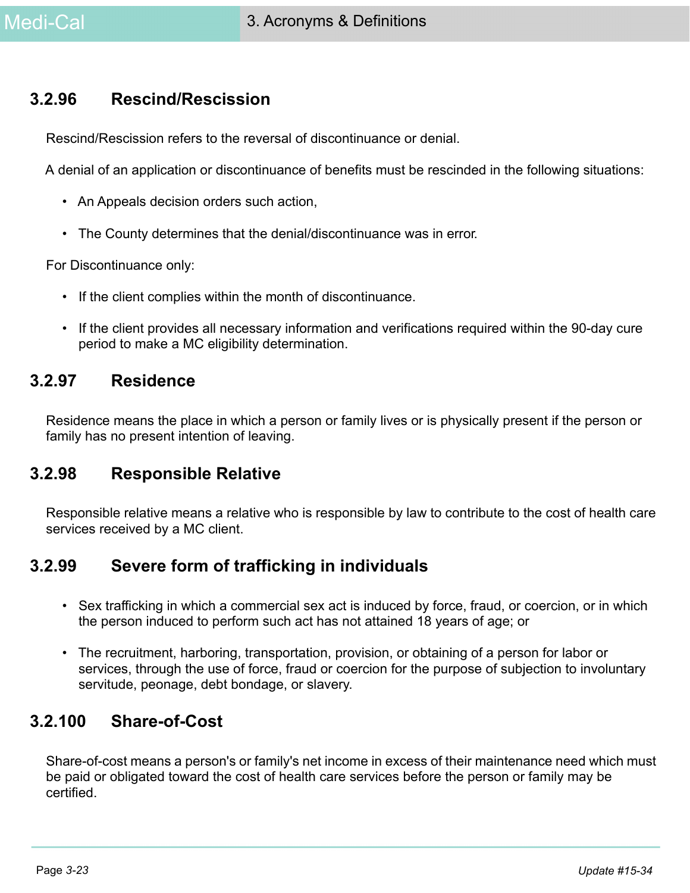### 3.2.96 Rescind/Rescission

Rescind/Rescission refers to the reversal of discontinuance or denial.

A denial of an application or discontinuance of benefits must be rescinded in the following situations:

- An Appeals decision orders such action,
- The County determines that the denial/discontinuance was in error.

For Discontinuance only:

- If the client complies within the month of discontinuance.
- If the client provides all necessary information and verifications required within the 90-day cure period to make a MC eligibility determination.

### 3.2.97 Residence

Residence means the place in which a person or family lives or is physically present if the person or family has no present intention of leaving.

### 3.2.98 Responsible Relative

Responsible relative means a relative who is responsible by law to contribute to the cost of health care services received by a MC client.

### 3.2.99 Severe form of trafficking in individuals

- Sex trafficking in which a commercial sex act is induced by force, fraud, or coercion, or in which the person induced to perform such act has not attained 18 years of age; or
- The recruitment, harboring, transportation, provision, or obtaining of a person for labor or services, through the use of force, fraud or coercion for the purpose of subjection to involuntary servitude, peonage, debt bondage, or slavery.

### 3.2.100 Share-of-Cost

Share-of-cost means a person's or family's net income in excess of their maintenance need which must be paid or obligated toward the cost of health care services before the person or family may be certified.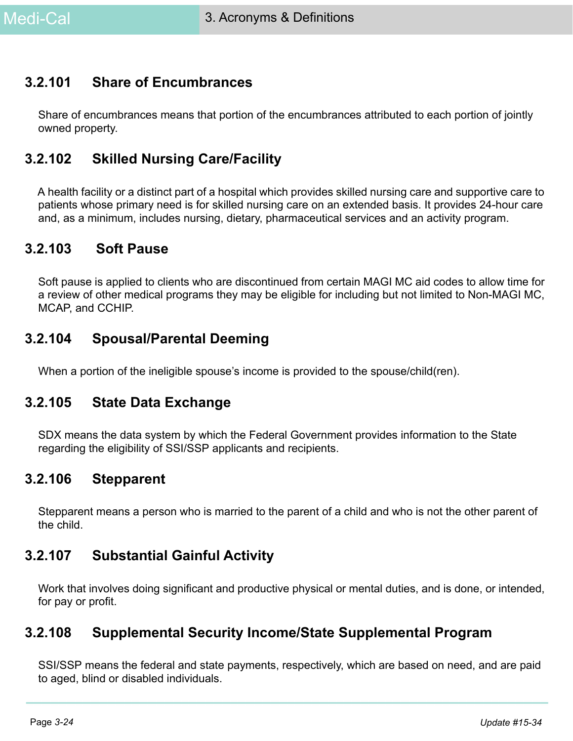### 3.2.101 Share of Encumbrances

Share of encumbrances means that portion of the encumbrances attributed to each portion of jointly owned property.

### 3.2.102 Skilled Nursing Care/Facility

A health facility or a distinct part of a hospital which provides skilled nursing care and supportive care to patients whose primary need is for skilled nursing care on an extended basis. It provides 24-hour care and, as a minimum, includes nursing, dietary, pharmaceutical services and an activity program.

### 3.2.103 Soft Pause

Soft pause is applied to clients who are discontinued from certain MAGI MC aid codes to allow time for a review of other medical programs they may be eligible for including but not limited to Non-MAGI MC, MCAP, and CCHIP.

### 3.2.104 Spousal/Parental Deeming

When a portion of the ineligible spouse's income is provided to the spouse/child(ren).

### 3.2.105 State Data Exchange

SDX means the data system by which the Federal Government provides information to the State regarding the eligibility of SSI/SSP applicants and recipients.

### 3.2.106 Stepparent

Stepparent means a person who is married to the parent of a child and who is not the other parent of the child.

### 3.2.107 Substantial Gainful Activity

Work that involves doing significant and productive physical or mental duties, and is done, or intended, for pay or profit.

### 3.2.108 Supplemental Security Income/State Supplemental Program

SSI/SSP means the federal and state payments, respectively, which are based on need, and are paid to aged, blind or disabled individuals.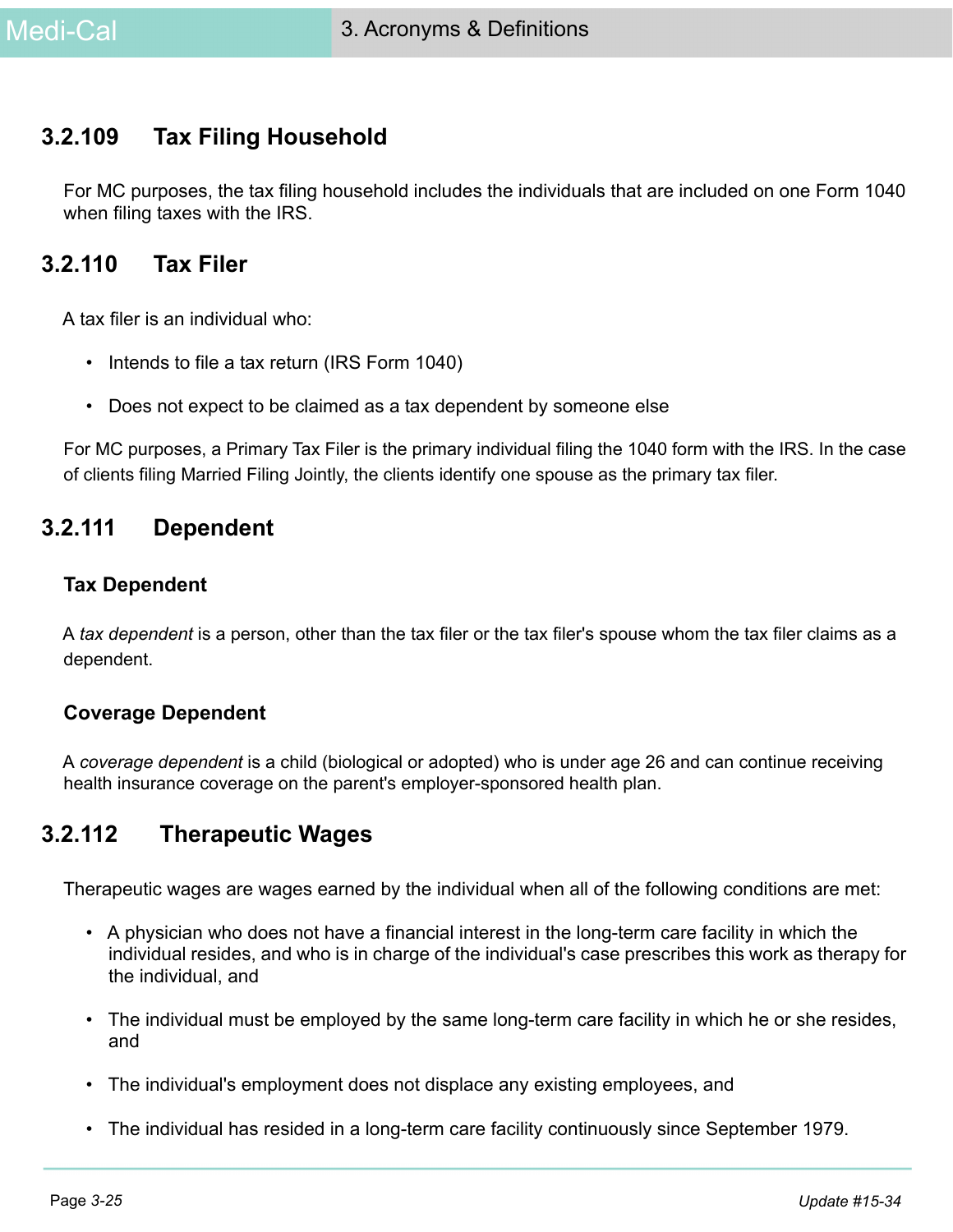## 3.2.109 Tax Filing Household

For MC purposes, the tax filing household includes the individuals that are included on one Form 1040 when filing taxes with the IRS.

## 3.2.110 Tax Filer

A tax filer is an individual who:

- Intends to file a tax return (IRS Form 1040)
- Does not expect to be claimed as a tax dependent by someone else

For MC purposes, a Primary Tax Filer is the primary individual filing the 1040 form with the IRS. In the case of clients filing Married Filing Jointly, the clients identify one spouse as the primary tax filer.

## 3.2.111 Dependent

### Tax Dependent

A *tax dependent* is a person, other than the tax filer or the tax filer's spouse whom the tax filer claims as a dependent.

### Coverage Dependent

A *coverage dependent* is a child (biological or adopted) who is under age 26 and can continue receiving health insurance coverage on the parent's employer-sponsored health plan.

## 3.2.112 Therapeutic Wages

Therapeutic wages are wages earned by the individual when all of the following conditions are met:

- A physician who does not have a financial interest in the long-term care facility in which the individual resides, and who is in charge of the individual's case prescribes this work as therapy for the individual, and
- The individual must be employed by the same long-term care facility in which he or she resides, and
- The individual's employment does not displace any existing employees, and
- The individual has resided in a long-term care facility continuously since September 1979.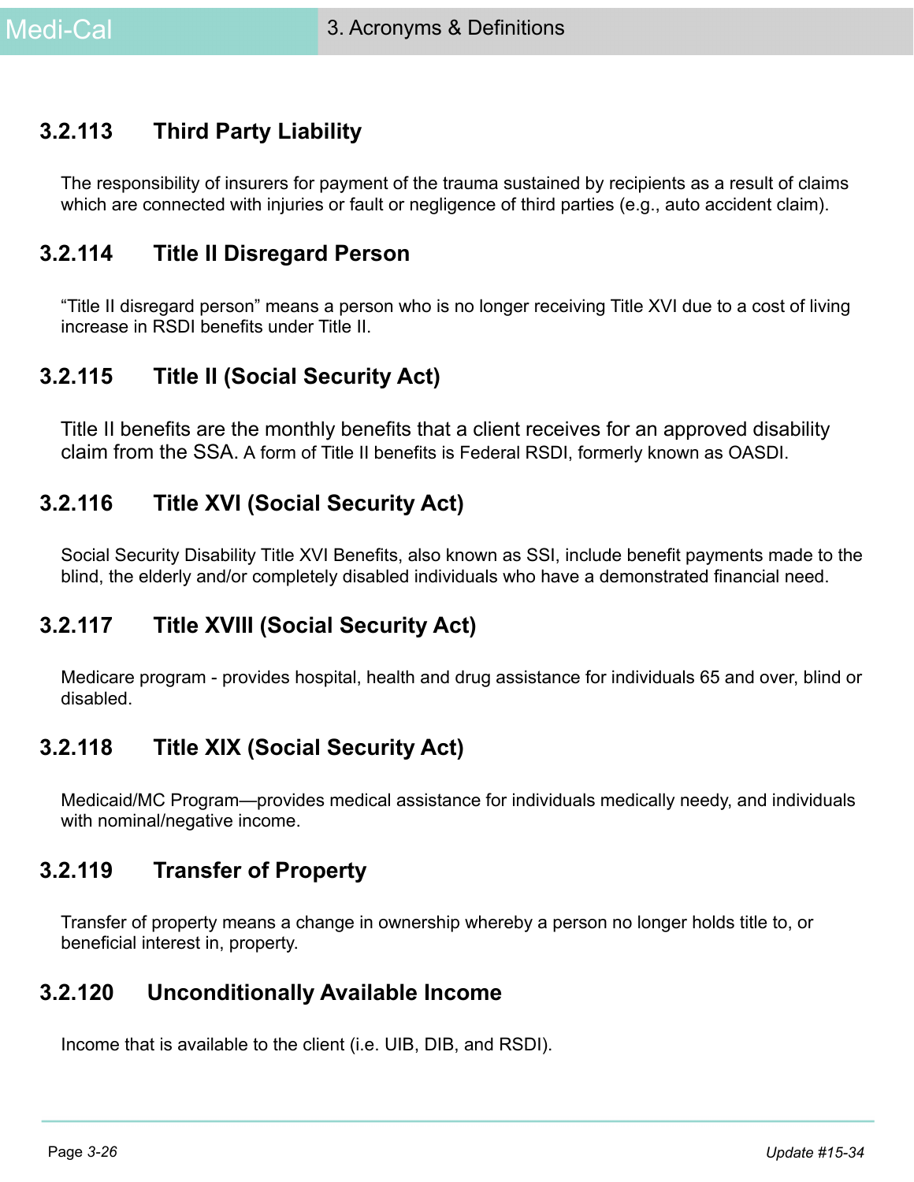### 3.2.113 Third Party Liability

The responsibility of insurers for payment of the trauma sustained by recipients as a result of claims which are connected with injuries or fault or negligence of third parties (e.g., auto accident claim).

### 3.2.114 Title II Disregard Person

“Title II disregard person” means a person who is no longer receiving Title XVI due to a cost of living increase in RSDI benefits under Title II.

### 3.2.115 Title II (Social Security Act)

Title II benefits are the monthly benefits that a client receives for an approved disability claim from the SSA. A form of Title II benefits is Federal RSDI, formerly known as OASDI.

### 3.2.116 Title XVI (Social Security Act)

Social Security Disability Title XVI Benefits, also known as SSI, include benefit payments made to the blind, the elderly and/or completely disabled individuals who have a demonstrated financial need.

### 3.2.117 Title XVIII (Social Security Act)

Medicare program - provides hospital, health and drug assistance for individuals 65 and over, blind or disabled.

### 3.2.118 Title XIX (Social Security Act)

Medicaid/MC Program—provides medical assistance for individuals medically needy, and individuals with nominal/negative income.

### 3.2.119 Transfer of Property

Transfer of property means a change in ownership whereby a person no longer holds title to, or beneficial interest in, property.

### 3.2.120 Unconditionally Available Income

Income that is available to the client (i.e. UIB, DIB, and RSDI).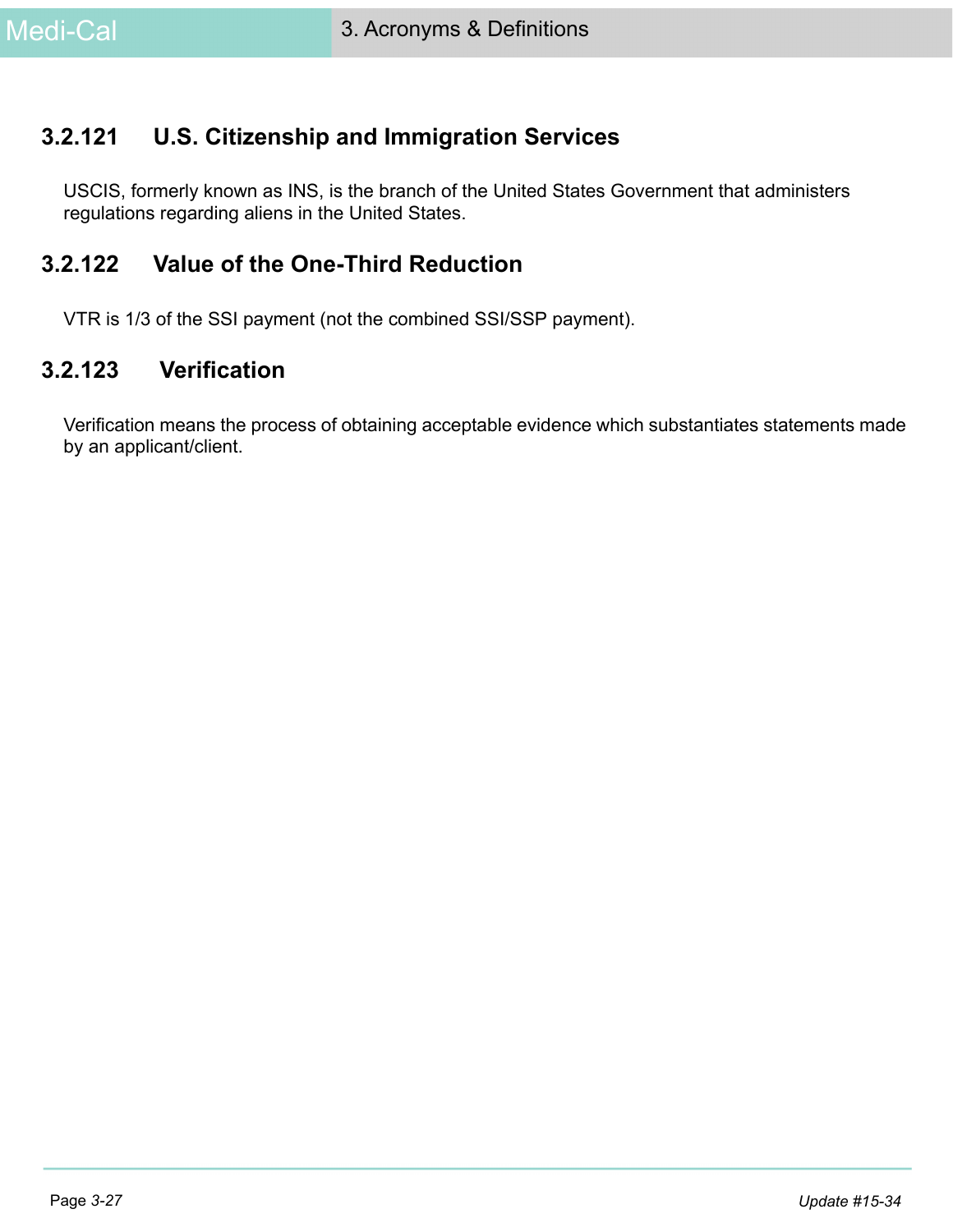### 3.2.121 U.S. Citizenship and Immigration Services

USCIS, formerly known as INS, is the branch of the United States Government that administers regulations regarding aliens in the United States.

### 3.2.122 Value of the One-Third Reduction

VTR is 1/3 of the SSI payment (not the combined SSI/SSP payment).

### 3.2.123 Verification

Verification means the process of obtaining acceptable evidence which substantiates statements made by an applicant/client.